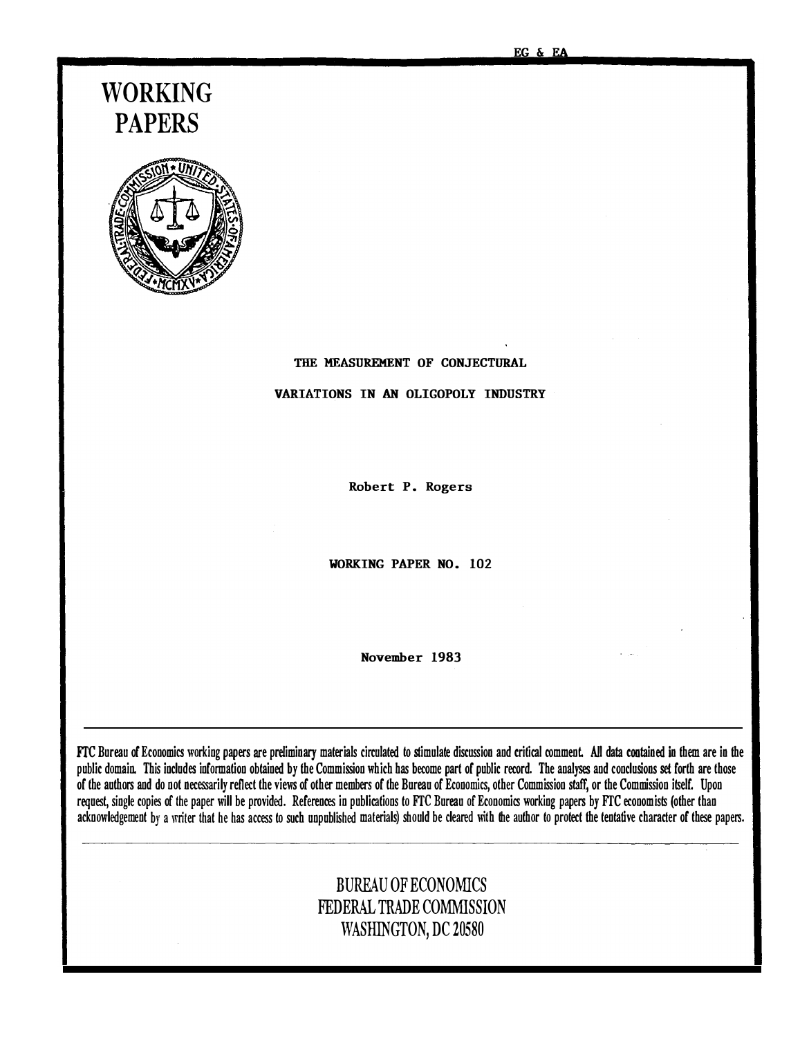EG & EA

# WORKING PAPERS

## THE MEASUREMENT OF CONJECTURAL VARIATIONS IN AN OLIGOPOLY INDUSTRY

Robert P. Rogers

WORKING PAPER NO. 102

November 1983

FTC Bureau of Economics working papers are preliminary materials circulated to stimulate discussion and critical comment. All data contained in them are in the public domain. This includes information obtained by the Commission which has become part of public record. The analyses and conclusions set forth are those of the authors and do not necessarily reflect the views of other members of the Bureau of Economics, other Commission staff, or the Commission itself. Upon request, single copies of the paper will be provided. References in publications to FTC Bureau of Economics working papers by FTC economists (other than acknowledgement by a writer that he has access to such unpublished materials) should be cleared with the author to protect the tentative character of these papers.

BUREAU OF ECONOMICS
FEDERAL TRADE COMMISSION
WASHINGTON, DC 20580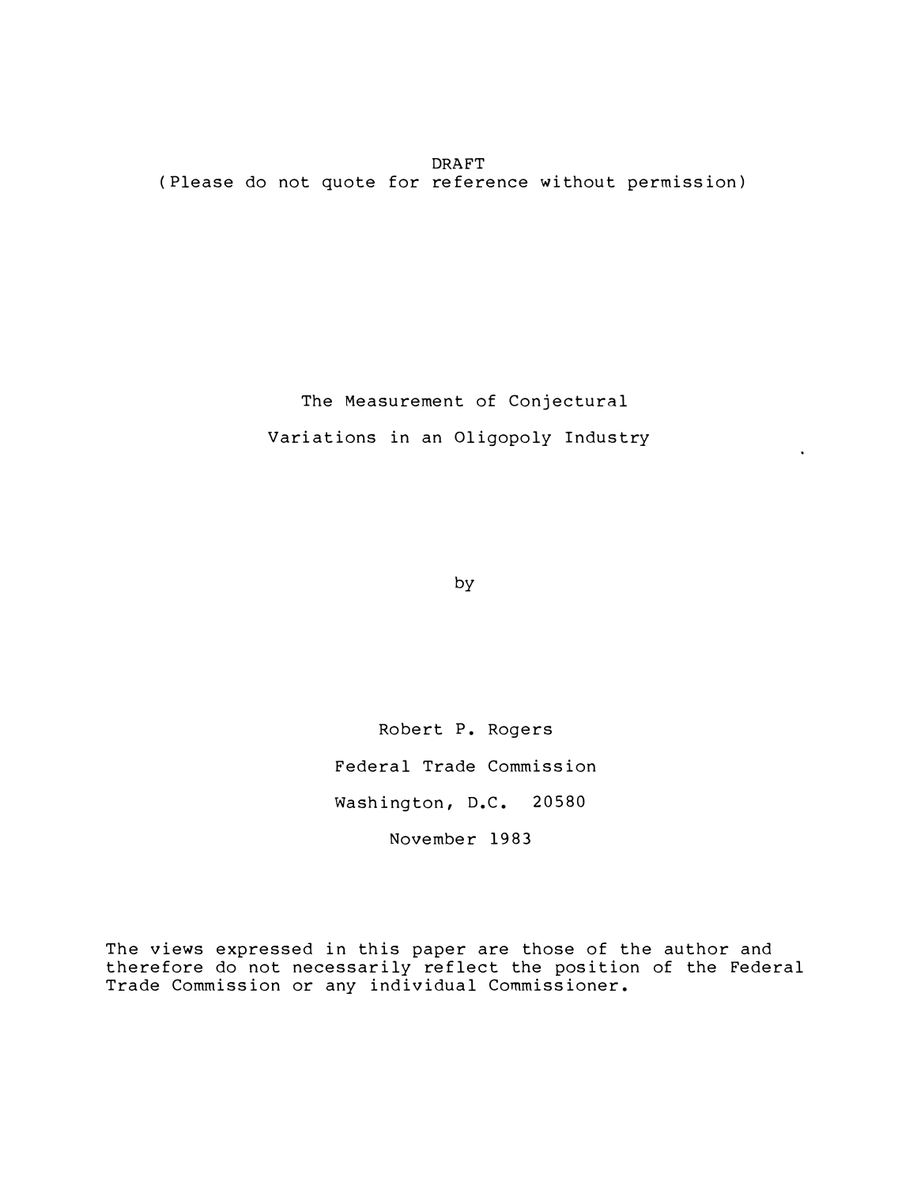DRAFT
(Please do not quote for reference without permission)

# The Measurement of Conjectural Variations in an Oligopoly Industry

by

Robert P. Rogers

Federal Trade Commission

Washington, D.C. 20580

November 1983

The views expressed in this paper are those of the author and therefore do not necessarily reflect the position of the Federal Trade Commission or any individual Commissioner.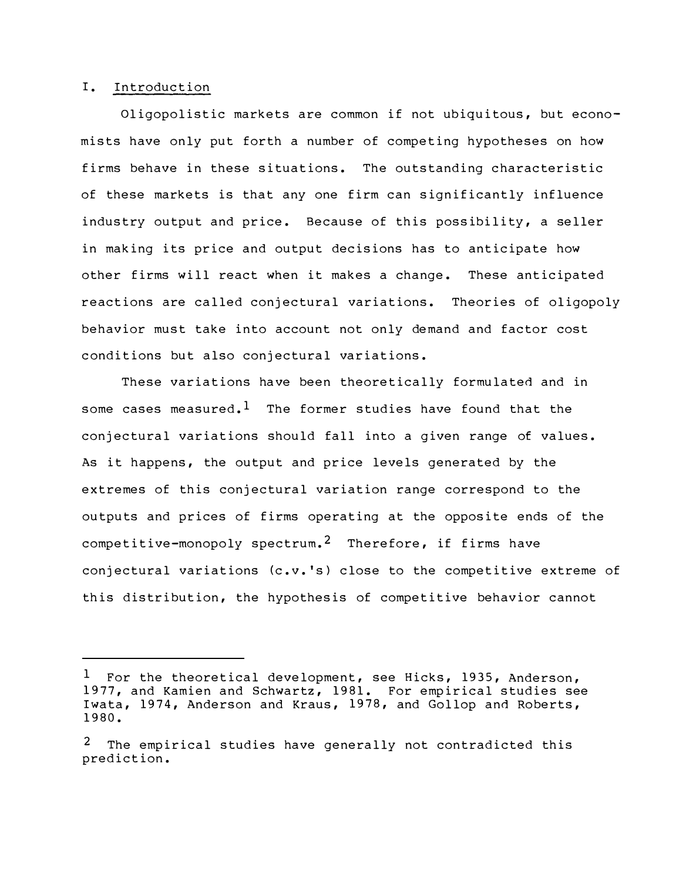## I. Introduction

Oligopolistic markets are common if not ubiquitous, but economists have only put forth a number of competing hypotheses on how firms behave in these situations. The outstanding characteristic of these markets is that any one firm can significantly influence industry output and price. Because of this possibility, a seller in making its price and output decisions has to anticipate how other firms will react when it makes a change. These anticipated reactions are called conjectural variations. Theories of oligopoly behavior must take into account not only demand and factor cost conditions but also conjectural variations.

These variations have been theoretically formulated and in some cases measured.[1] The former studies have found that the conjectural variations should fall into a given range of values. As it happens, the output and price levels generated by the extremes of this conjectural variation range correspond to the outputs and prices of firms operating at the opposite ends of the competitive-monopoly spectrum.[2] Therefore, if firms have conjectural variations (c.v.'s) close to the competitive extreme of this distribution, the hypothesis of competitive behavior cannot

---

[1] For the theoretical development, see Hicks, 1935, Anderson, 1977, and Kamien and Schwartz, 1981. For empirical studies see Iwata, 1974, Anderson and Kraus, 1978, and Gollop and Roberts, 1980.

[2] The empirical studies have generally not contradicted this prediction.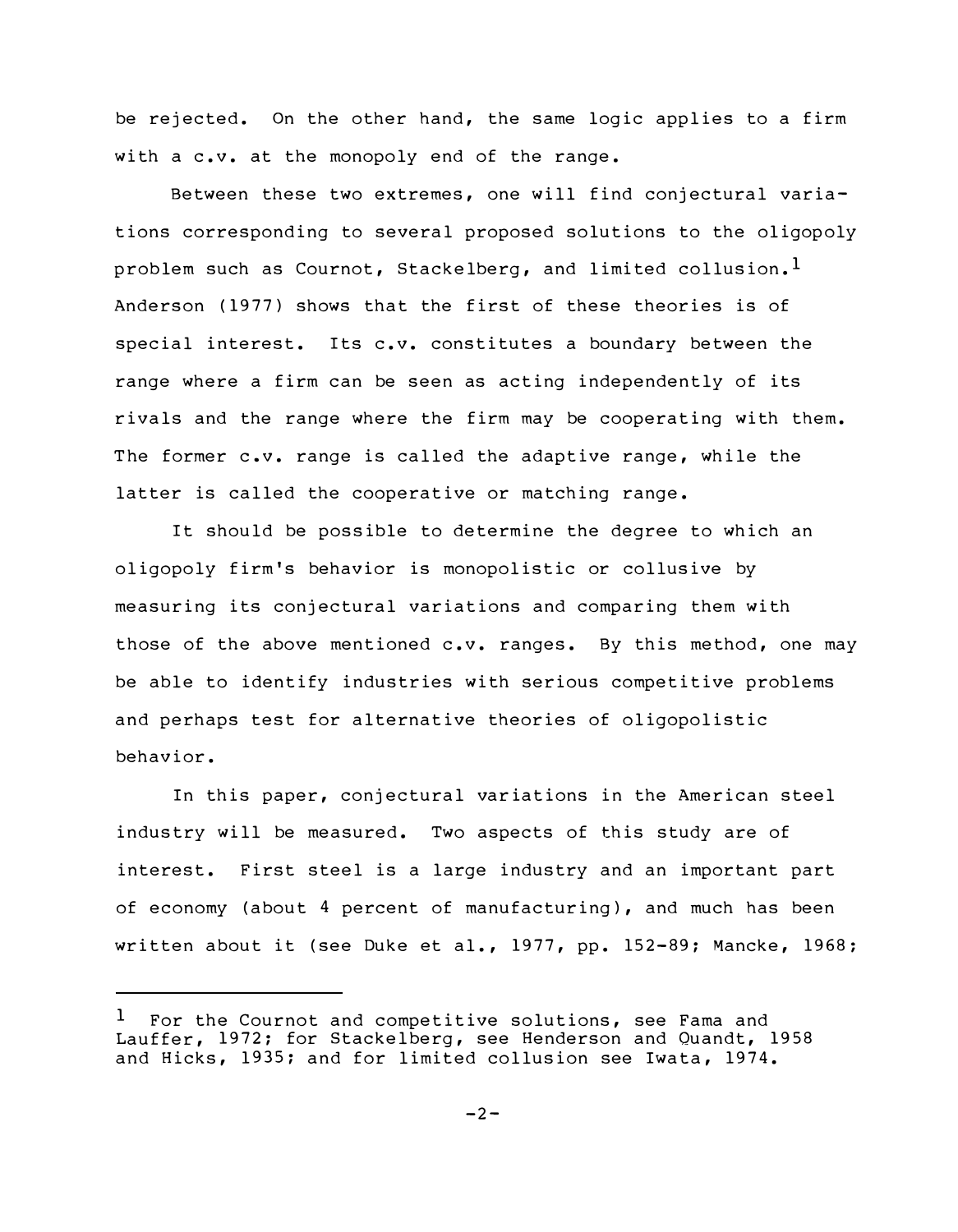be rejected. On the other hand, the same logic applies to a firm with a c.v. at the monopoly end of the range.

Between these two extremes, one will find conjectural variations corresponding to several proposed solutions to the oligopoly problem such as Cournot, Stackelberg, and limited collusion.[1] Anderson (1977) shows that the first of these theories is of special interest. Its c.v. constitutes a boundary between the range where a firm can be seen as acting independently of its rivals and the range where the firm may be cooperating with them. The former c.v. range is called the adaptive range, while the latter is called the cooperative or matching range.

It should be possible to determine the degree to which an oligopoly firm's behavior is monopolistic or collusive by measuring its conjectural variations and comparing them with those of the above mentioned c.v. ranges. By this method, one may be able to identify industries with serious competitive problems and perhaps test for alternative theories of oligopolistic behavior.

In this paper, conjectural variations in the American steel industry will be measured. Two aspects of this study are of interest. First steel is a large industry and an important part of economy (about 4 percent of manufacturing), and much has been written about it (see Duke et al., 1977, pp. 152-89; Mancke, 1968;

[1] For the Cournot and competitive solutions, see Fama and Lauffer, 1972; for Stackelberg, see Henderson and Quandt, 1958 and Hicks, 1935; and for limited collusion see Iwata, 1974.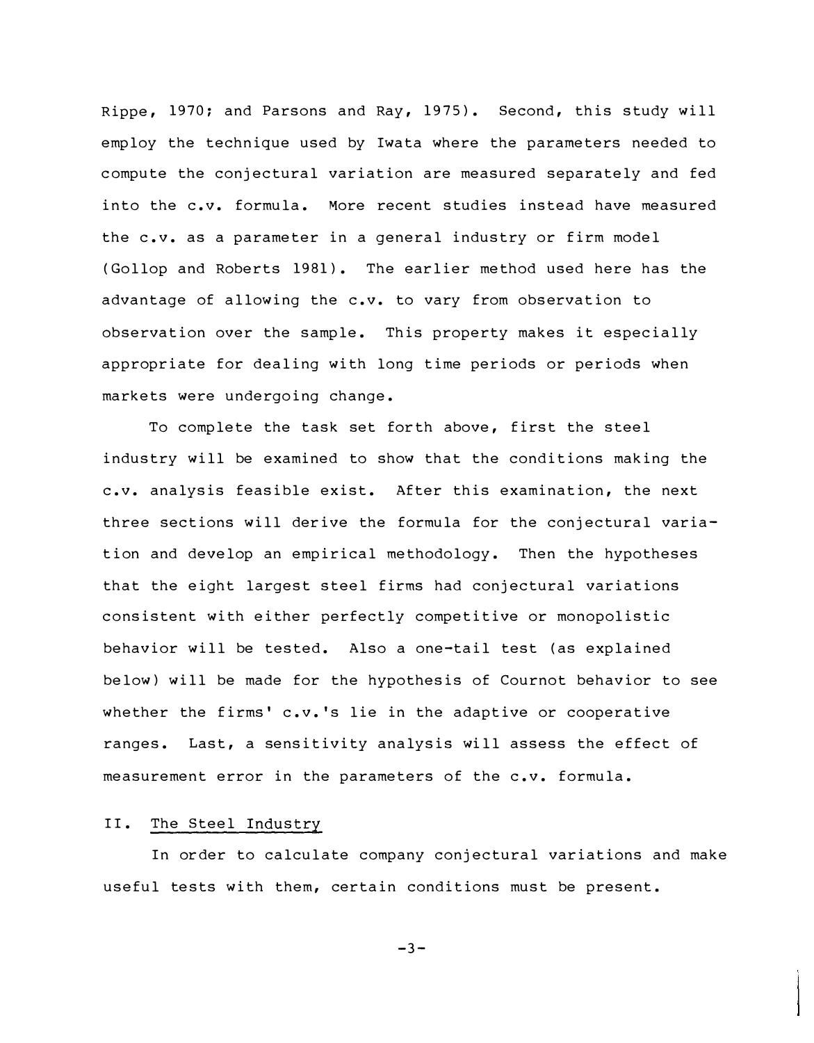Rippe, 1970; and Parsons and Ray, 1975). Second, this study will employ the technique used by Iwata where the parameters needed to compute the conjectural variation are measured separately and fed into the c.v. formula. More recent studies instead have measured the c.v. as a parameter in a general industry or firm model (Gollop and Roberts 1981). The earlier method used here has the advantage of allowing the c.v. to vary from observation to observation over the sample. This property makes it especially appropriate for dealing with long time periods or periods when markets were undergoing change.

To complete the task set forth above, first the steel industry will be examined to show that the conditions making the c.v. analysis feasible exist. After this examination, the next three sections will derive the formula for the conjectural variation and develop an empirical methodology. Then the hypotheses that the eight largest steel firms had conjectural variations consistent with either perfectly competitive or monopolistic behavior will be tested. Also a one-tail test (as explained below) will be made for the hypothesis of Cournot behavior to see whether the firms' c.v.'s lie in the adaptive or cooperative ranges. Last, a sensitivity analysis will assess the effect of measurement error in the parameters of the c.v. formula.

## II. The Steel Industry

In order to calculate company conjectural variations and make useful tests with them, certain conditions must be present.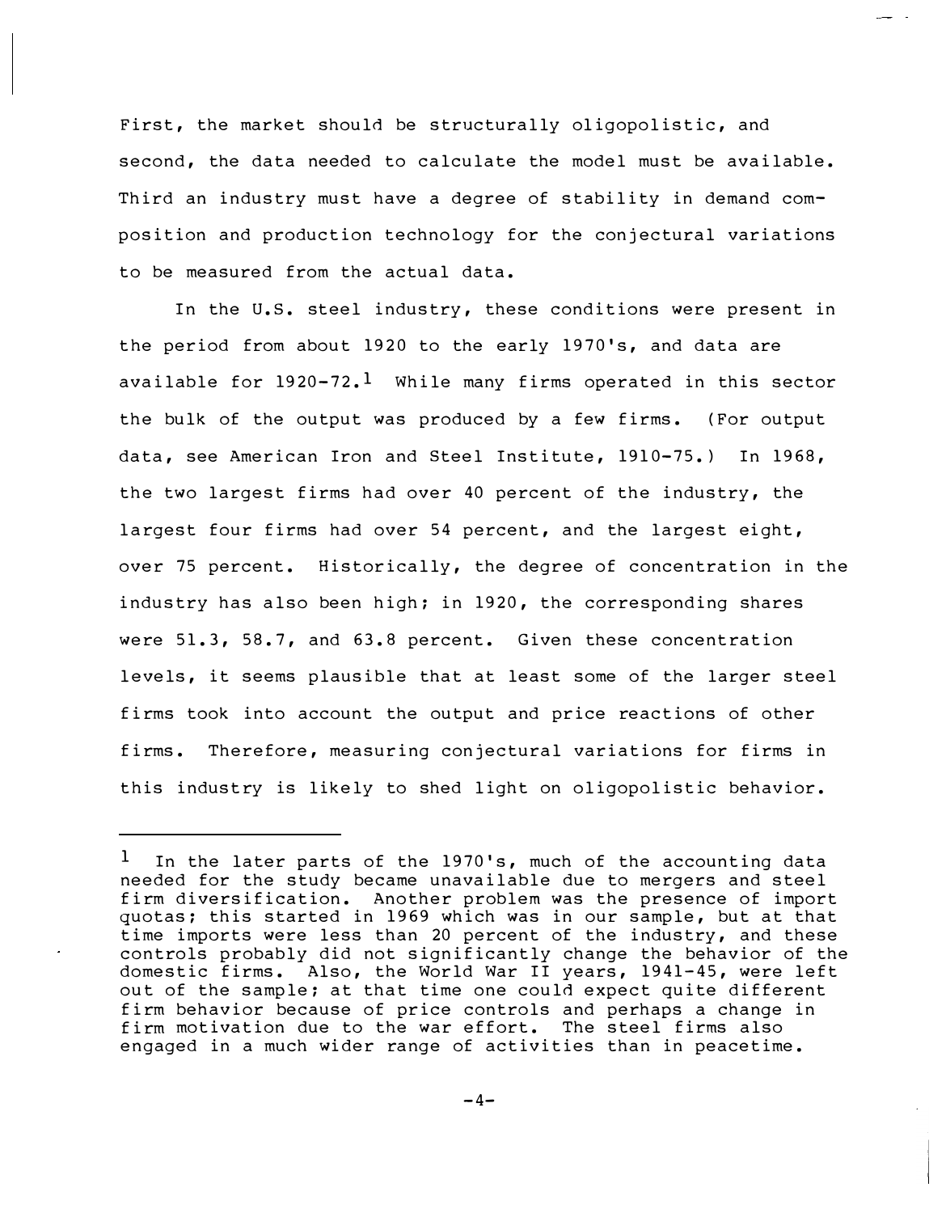First, the market should be structurally oligopolistic, and second, the data needed to calculate the model must be available. Third an industry must have a degree of stability in demand composition and production technology for the conjectural variations to be measured from the actual data.

In the U.S. steel industry, these conditions were present in the period from about 1920 to the early 1970's, and data are available for 1920-72.[1] While many firms operated in this sector the bulk of the output was produced by a few firms. (For output data, see American Iron and Steel Institute, 1910-75.) In 1968, the two largest firms had over 40 percent of the industry, the largest four firms had over 54 percent, and the largest eight, over 75 percent. Historically, the degree of concentration in the industry has also been high; in 1920, the corresponding shares were 51.3, 58.7, and 63.8 percent. Given these concentration levels, it seems plausible that at least some of the larger steel firms took into account the output and price reactions of other firms. Therefore, measuring conjectural variations for firms in this industry is likely to shed light on oligopolistic behavior.

---

[1] In the later parts of the 1970's, much of the accounting data needed for the study became unavailable due to mergers and steel firm diversification. Another problem was the presence of import quotas; this started in 1969 which was in our sample, but at that time imports were less than 20 percent of the industry, and these controls probably did not significantly change the behavior of the domestic firms. Also, the World War II years, 1941-45, were left out of the sample; at that time one could expect quite different firm behavior because of price controls and perhaps a change in firm motivation due to the war effort. The steel firms also engaged in a much wider range of activities than in peacetime.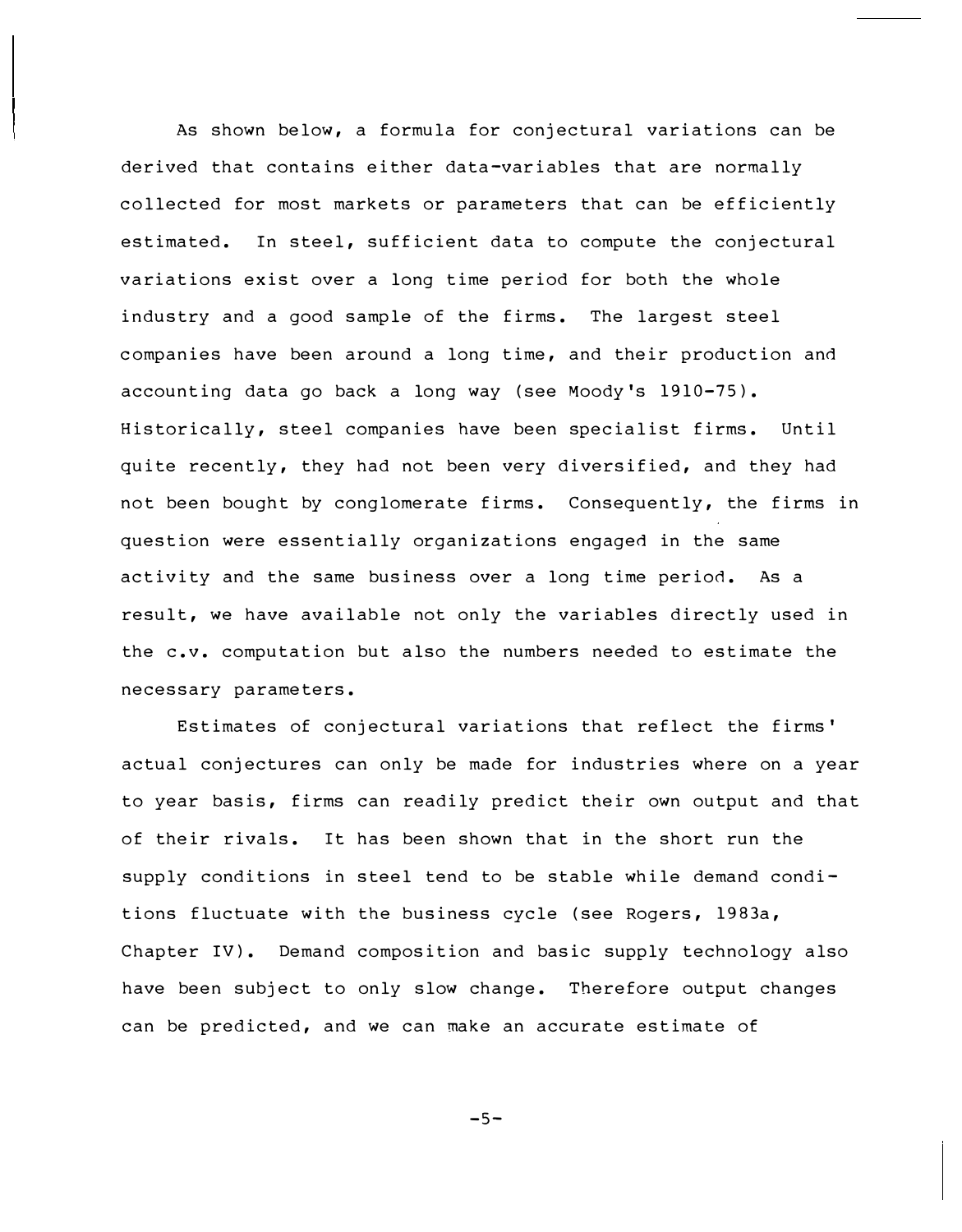As shown below, a formula for conjectural variations can be derived that contains either data-variables that are normally collected for most markets or parameters that can be efficiently estimated. In steel, sufficient data to compute the conjectural variations exist over a long time period for both the whole industry and a good sample of the firms. The largest steel companies have been around a long time, and their production and accounting data go back a long way (see Moody's 1910-75). Historically, steel companies have been specialist firms. Until quite recently, they had not been very diversified, and they had not been bought by conglomerate firms. Consequently, the firms in question were essentially organizations engaged in the same activity and the same business over a long time period. As a result, we have available not only the variables directly used in the c.v. computation but also the numbers needed to estimate the necessary parameters.

Estimates of conjectural variations that reflect the firms' actual conjectures can only be made for industries where on a year to year basis, firms can readily predict their own output and that of their rivals. It has been shown that in the short run the supply conditions in steel tend to be stable while demand conditions fluctuate with the business cycle (see Rogers, 1983a, Chapter IV). Demand composition and basic supply technology also have been subject to only slow change. Therefore output changes can be predicted, and we can make an accurate estimate of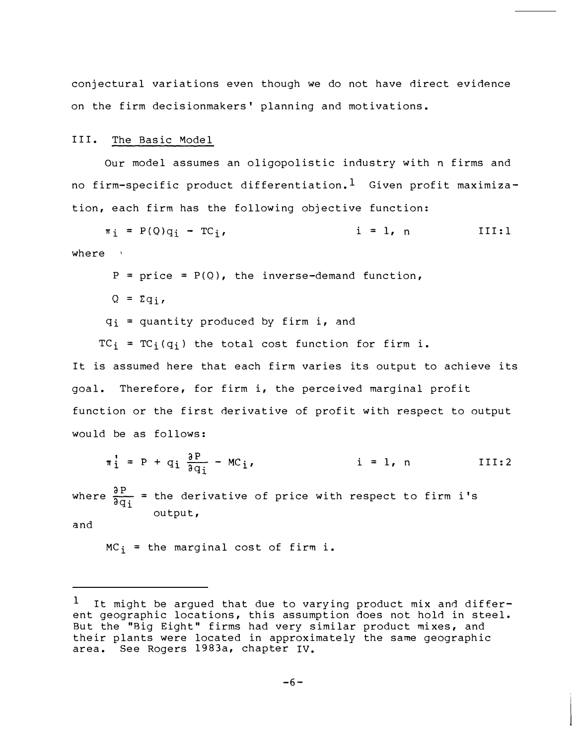conjectural variations even though we do not have direct evidence on the firm decisionmakers' planning and motivations.

## III. The Basic Model

Our model assumes an oligopolistic industry with n firms and no firm-specific product differentiation.[1] Given profit maximization, each firm has the following objective function:

$$\pi_i = P(Q)q_i - TC_i, \qquad i = 1, n \qquad \text{III:1}$$

where

$P$ = price = $P(Q)$, the inverse-demand function,

$Q = \Sigma q_i$,

$q_i$ = quantity produced by firm i, and

$TC_i = TC_i(q_i)$ the total cost function for firm i.

It is assumed here that each firm varies its output to achieve its goal. Therefore, for firm i, the perceived marginal profit function or the first derivative of profit with respect to output would be as follows:

$$\pi_i' = P + q_i \frac{\partial P}{\partial q_i} - MC_i, \qquad i = 1, n \qquad \text{III:2}$$

where $\frac{\partial P}{\partial q_i}$ = the derivative of price with respect to firm i's output,

and

$MC_i$ = the marginal cost of firm i.

---

[1] It might be argued that due to varying product mix and different geographic locations, this assumption does not hold in steel. But the "Big Eight" firms had very similar product mixes, and their plants were located in approximately the same geographic area. See Rogers 1983a, chapter IV.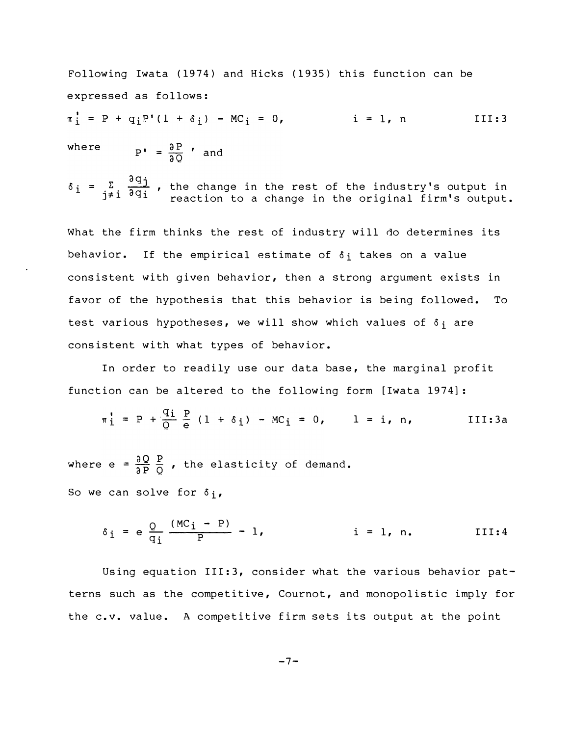Following Iwata (1974) and Hicks (1935) this function can be expressed as follows:

$$\pi_i' = P + q_i P'(1 + \delta_i) - MC_i = 0, \qquad i = 1, n \qquad \text{III:3}$$

where $P' = \frac{\partial P}{\partial Q}$, and

$\delta_i = \sum_{j \neq i} \frac{\partial q_j}{\partial q_i}$, the change in the rest of the industry's output in reaction to a change in the original firm's output.

What the firm thinks the rest of industry will do determines its behavior. If the empirical estimate of $\delta_i$ takes on a value consistent with given behavior, then a strong argument exists in favor of the hypothesis that this behavior is being followed. To test various hypotheses, we will show which values of $\delta_i$ are consistent with what types of behavior.

In order to readily use our data base, the marginal profit function can be altered to the following form [Iwata 1974]:

$$\pi_i' = P + \frac{q_i}{Q} \frac{P}{e} (1 + \delta_i) - MC_i = 0, \qquad l = i, n, \qquad \text{III:3a}$$

where $e = \frac{\partial Q}{\partial P} \frac{P}{Q}$, the elasticity of demand.

So we can solve for $\delta_i$,

$$\delta_i = e \frac{Q}{q_i} \frac{(MC_i - P)}{P} - 1, \qquad i = 1, n. \qquad \text{III:4}$$

Using equation III:3, consider what the various behavior patterns such as the competitive, Cournot, and monopolistic imply for the c.v. value. A competitive firm sets its output at the point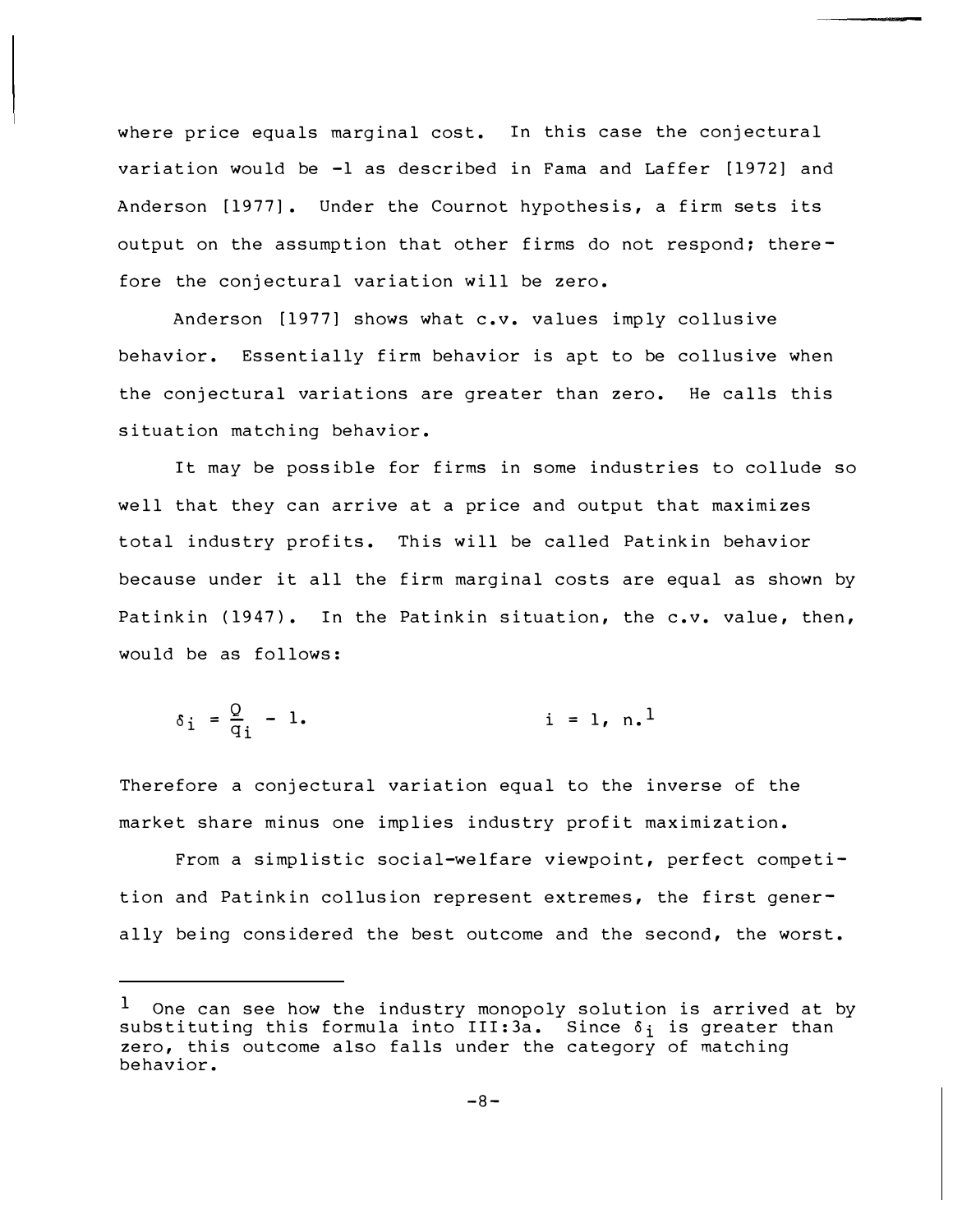where price equals marginal cost. In this case the conjectural variation would be -1 as described in Fama and Laffer [1972] and Anderson [1977]. Under the Cournot hypothesis, a firm sets its output on the assumption that other firms do not respond; therefore the conjectural variation will be zero.

Anderson [1977] shows what c.v. values imply collusive behavior. Essentially firm behavior is apt to be collusive when the conjectural variations are greater than zero. He calls this situation matching behavior.

It may be possible for firms in some industries to collude so well that they can arrive at a price and output that maximizes total industry profits. This will be called Patinkin behavior because under it all the firm marginal costs are equal as shown by Patinkin (1947). In the Patinkin situation, the c.v. value, then, would be as follows:

$$\delta_i = \frac{Q}{q_i} - 1. \qquad i = 1, n.$$ [1]

Therefore a conjectural variation equal to the inverse of the market share minus one implies industry profit maximization.

From a simplistic social-welfare viewpoint, perfect competition and Patinkin collusion represent extremes, the first generally being considered the best outcome and the second, the worst.

---

[1] One can see how the industry monopoly solution is arrived at by substituting this formula into III:3a. Since $\delta_i$ is greater than zero, this outcome also falls under the category of matching behavior.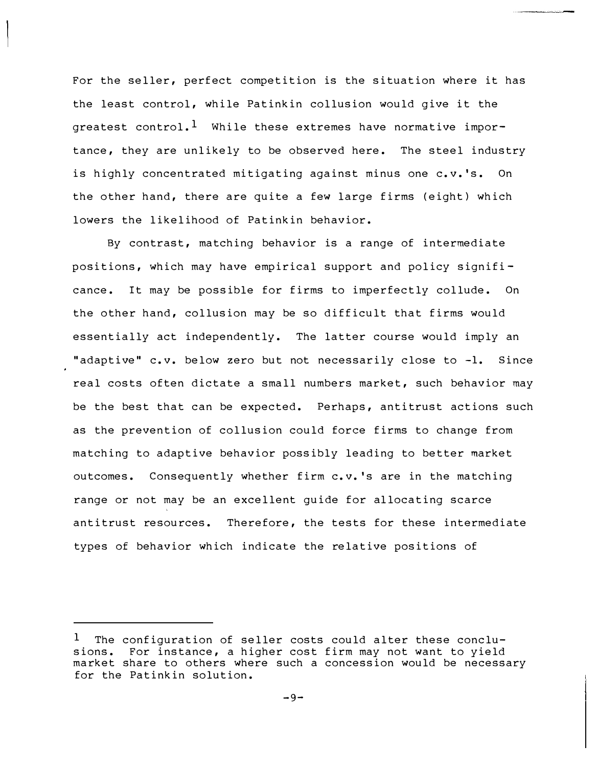For the seller, perfect competition is the situation where it has the least control, while Patinkin collusion would give it the greatest control.[1] While these extremes have normative importance, they are unlikely to be observed here. The steel industry is highly concentrated mitigating against minus one c.v.'s. On the other hand, there are quite a few large firms (eight) which lowers the likelihood of Patinkin behavior.

By contrast, matching behavior is a range of intermediate positions, which may have empirical support and policy significance. It may be possible for firms to imperfectly collude. On the other hand, collusion may be so difficult that firms would essentially act independently. The latter course would imply an "adaptive" c.v. below zero but not necessarily close to -1. Since real costs often dictate a small numbers market, such behavior may be the best that can be expected. Perhaps, antitrust actions such as the prevention of collusion could force firms to change from matching to adaptive behavior possibly leading to better market outcomes. Consequently whether firm c.v.'s are in the matching range or not may be an excellent guide for allocating scarce antitrust resources. Therefore, the tests for these intermediate types of behavior which indicate the relative positions of

---

[1] The configuration of seller costs could alter these conclusions. For instance, a higher cost firm may not want to yield market share to others where such a concession would be necessary for the Patinkin solution.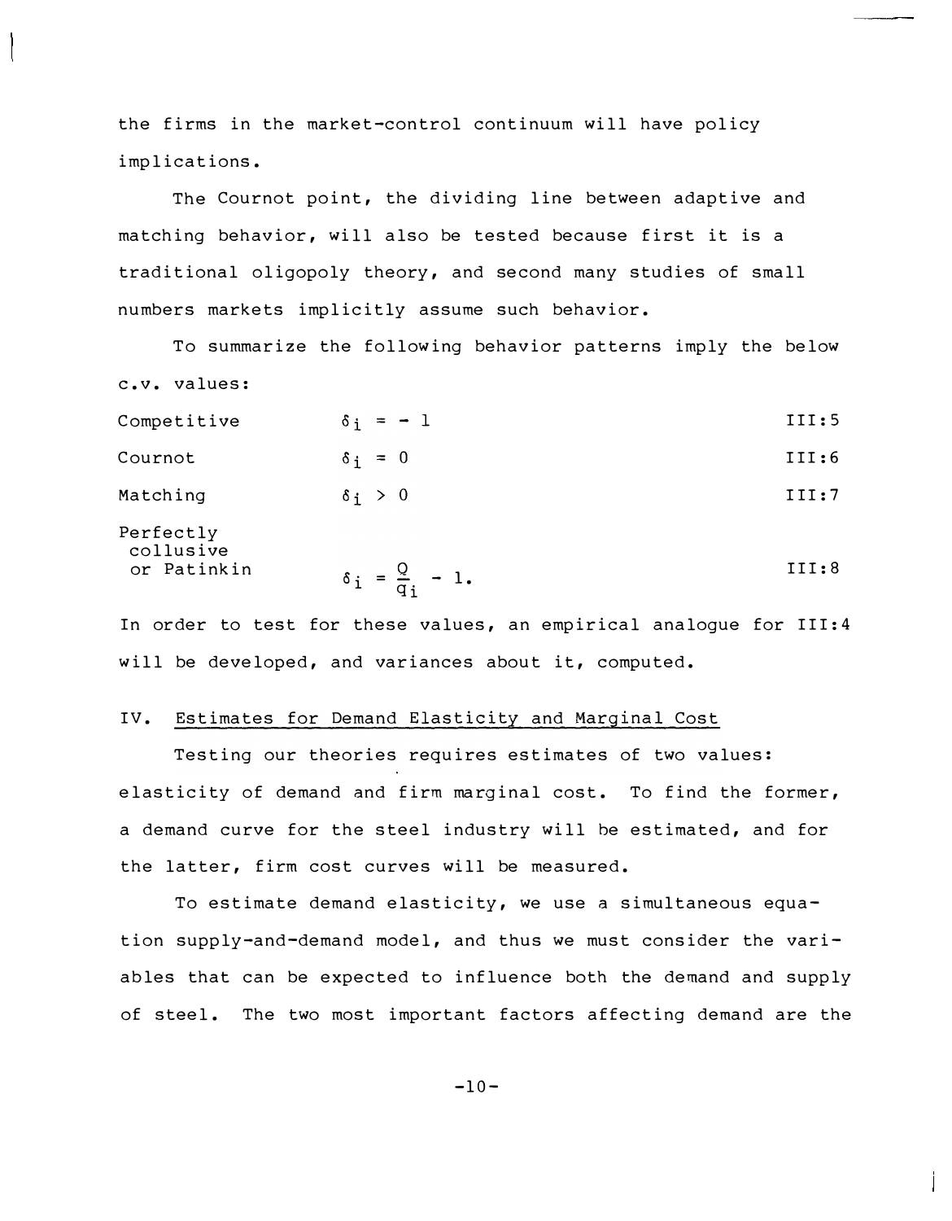the firms in the market-control continuum will have policy implications.

The Cournot point, the dividing line between adaptive and matching behavior, will also be tested because first it is a traditional oligopoly theory, and second many studies of small numbers markets implicitly assume such behavior.

To summarize the following behavior patterns imply the below c.v. values:

| | | |
|---|---|---|
| Competitive | $\delta_i = -1$ | III:5 |
| Cournot | $\delta_i = 0$ | III:6 |
| Matching | $\delta_i > 0$ | III:7 |
| Perfectly collusive or Patinkin | $\delta_i = \frac{Q}{q_i} - 1.$ | III:8 |

In order to test for these values, an empirical analogue for III:4 will be developed, and variances about it, computed.

## IV. Estimates for Demand Elasticity and Marginal Cost

Testing our theories requires estimates of two values: elasticity of demand and firm marginal cost. To find the former, a demand curve for the steel industry will be estimated, and for the latter, firm cost curves will be measured.

To estimate demand elasticity, we use a simultaneous equation supply-and-demand model, and thus we must consider the variables that can be expected to influence both the demand and supply of steel. The two most important factors affecting demand are the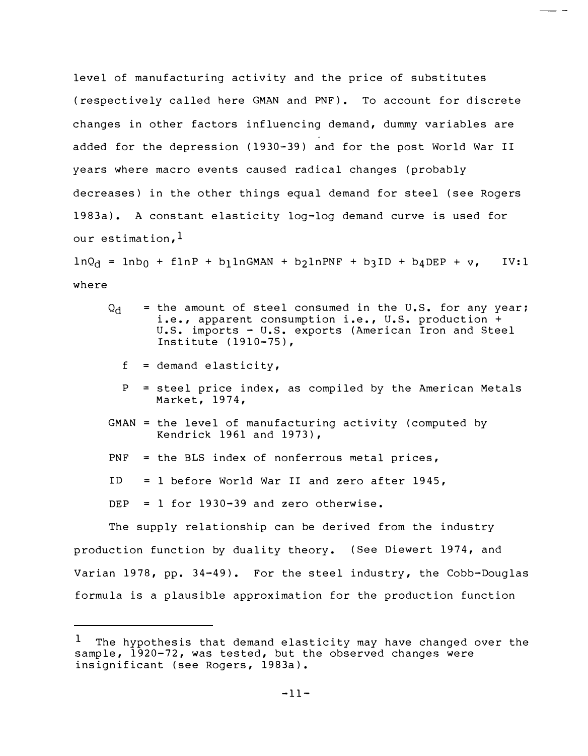level of manufacturing activity and the price of substitutes (respectively called here GMAN and PNF). To account for discrete changes in other factors influencing demand, dummy variables are added for the depression (1930-39) and for the post World War II years where macro events caused radical changes (probably decreases) in the other things equal demand for steel (see Rogers 1983a). A constant elasticity log-log demand curve is used for our estimation,[1]

$$\ln Q_d = \ln b_0 + f \ln P + b_1 \ln GMAN + b_2 \ln PNF + b_3 ID + b_4 DEP + v, \qquad \text{IV:1}$$

where

- $Q_d$ = the amount of steel consumed in the U.S. for any year; i.e., apparent consumption i.e., U.S. production + U.S. imports - U.S. exports (American Iron and Steel Institute (1910-75),
- $f$ = demand elasticity,
- $P$ = steel price index, as compiled by the American Metals Market, 1974,
- GMAN = the level of manufacturing activity (computed by Kendrick 1961 and 1973),
- PNF = the BLS index of nonferrous metal prices,
- ID = 1 before World War II and zero after 1945,
- DEP = 1 for 1930-39 and zero otherwise.

The supply relationship can be derived from the industry production function by duality theory. (See Diewert 1974, and Varian 1978, pp. 34-49). For the steel industry, the Cobb-Douglas formula is a plausible approximation for the production function

---

[1] The hypothesis that demand elasticity may have changed over the sample, 1920-72, was tested, but the observed changes were insignificant (see Rogers, 1983a).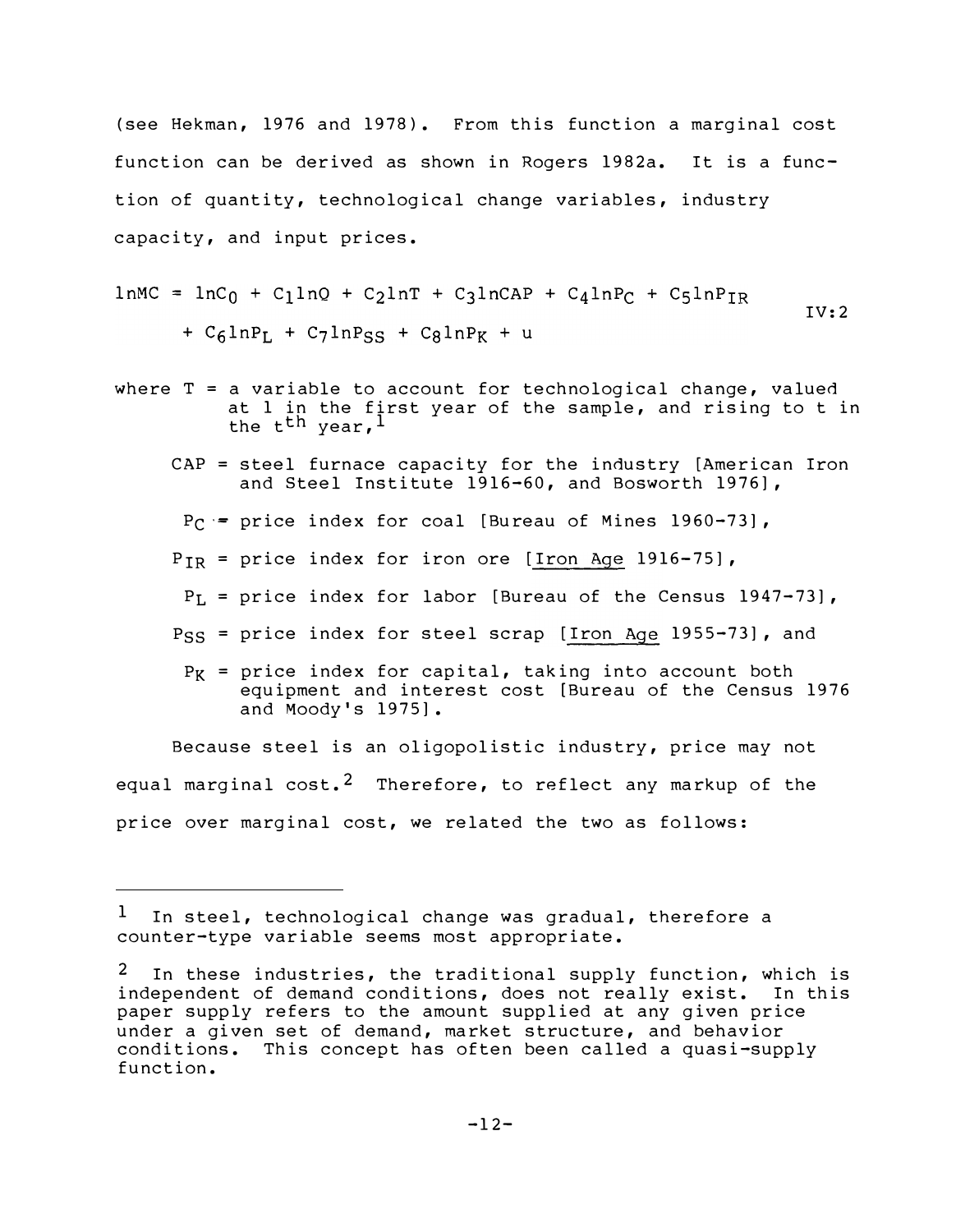(see Hekman, 1976 and 1978). From this function a marginal cost function can be derived as shown in Rogers 1982a. It is a function of quantity, technological change variables, industry capacity, and input prices.

$$\ln MC = \ln C_0 + C_1 \ln Q + C_2 \ln T + C_3 \ln CAP + C_4 \ln P_C + C_5 \ln P_{IR} + C_6 \ln P_L + C_7 \ln P_{SS} + C_8 \ln P_K + u \qquad \text{IV:2}$$

where $T$ = a variable to account for technological change, valued at 1 in the first year of the sample, and rising to t in the $t^{th}$ year,[1]

$CAP$ = steel furnace capacity for the industry [American Iron and Steel Institute 1916-60, and Bosworth 1976],

$P_C$ = price index for coal [Bureau of Mines 1960-73],

$P_{IR}$ = price index for iron ore [Iron Age 1916-75],

$P_L$ = price index for labor [Bureau of the Census 1947-73],

$P_{SS}$ = price index for steel scrap [Iron Age 1955-73], and

$P_K$ = price index for capital, taking into account both equipment and interest cost [Bureau of the Census 1976 and Moody's 1975].

Because steel is an oligopolistic industry, price may not equal marginal cost.[2] Therefore, to reflect any markup of the price over marginal cost, we related the two as follows:

---

[1] In steel, technological change was gradual, therefore a counter-type variable seems most appropriate.

[2] In these industries, the traditional supply function, which is independent of demand conditions, does not really exist. In this paper supply refers to the amount supplied at any given price under a given set of demand, market structure, and behavior conditions. This concept has often been called a quasi-supply function.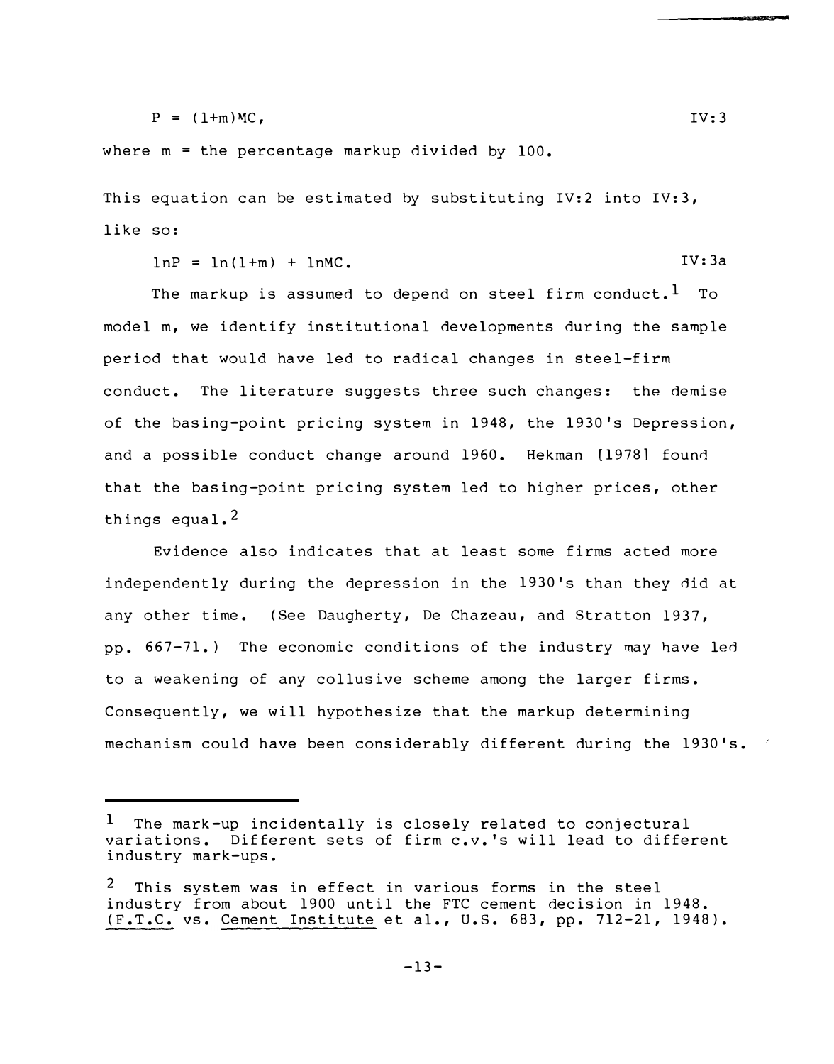$$P = (1+m)MC, \qquad \text{IV:3}$$

where m = the percentage markup divided by 100.

This equation can be estimated by substituting IV:2 into IV:3, like so:

$$\ln P = \ln(1+m) + \ln MC. \qquad \text{IV:3a}$$

The markup is assumed to depend on steel firm conduct.[1] To model m, we identify institutional developments during the sample period that would have led to radical changes in steel-firm conduct. The literature suggests three such changes: the demise of the basing-point pricing system in 1948, the 1930's Depression, and a possible conduct change around 1960. Hekman [1978] found that the basing-point pricing system led to higher prices, other things equal.[2]

Evidence also indicates that at least some firms acted more independently during the depression in the 1930's than they did at any other time. (See Daugherty, De Chazeau, and Stratton 1937, pp. 667-71.) The economic conditions of the industry may have led to a weakening of any collusive scheme among the larger firms. Consequently, we will hypothesize that the markup determining mechanism could have been considerably different during the 1930's.

---

[1] The mark-up incidentally is closely related to conjectural variations. Different sets of firm c.v.'s will lead to different industry mark-ups.

[2] This system was in effect in various forms in the steel industry from about 1900 until the FTC cement decision in 1948. (F.T.C. vs. Cement Institute et al., U.S. 683, pp. 712-21, 1948).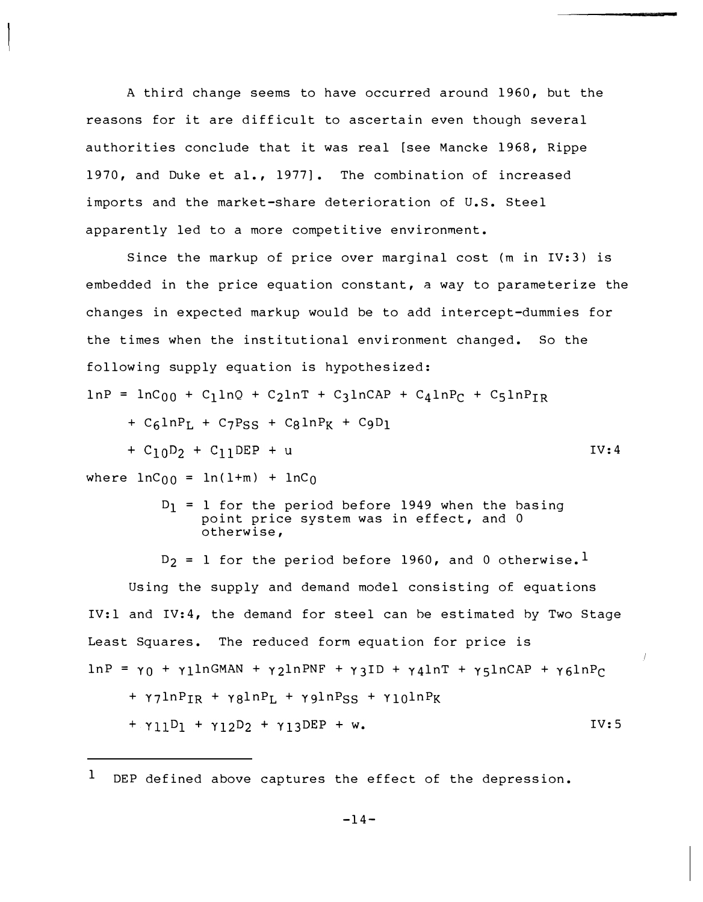A third change seems to have occurred around 1960, but the reasons for it are difficult to ascertain even though several authorities conclude that it was real [see Mancke 1968, Rippe 1970, and Duke et al., 1977]. The combination of increased imports and the market-share deterioration of U.S. Steel apparently led to a more competitive environment.

Since the markup of price over marginal cost (m in IV:3) is embedded in the price equation constant, a way to parameterize the changes in expected markup would be to add intercept-dummies for the times when the institutional environment changed. So the following supply equation is hypothesized:

$$\begin{aligned}\ln P = {} & \ln C_{00} + C_1 \ln Q + C_2 \ln T + C_3 \ln CAP + C_4 \ln P_C + C_5 \ln P_{IR} \\ & + C_6 \ln P_L + C_7 P_{SS} + C_8 \ln P_K + C_9 D_1 \\ & + C_{10} D_2 + C_{11} DEP + u \end{aligned} \qquad \text{IV:4}$$

where $\ln C_{00} = \ln(1+m) + \ln C_0$

$D_1$ = 1 for the period before 1949 when the basing point price system was in effect, and 0 otherwise,

$D_2$ = 1 for the period before 1960, and 0 otherwise.[1]

Using the supply and demand model consisting of equations IV:1 and IV:4, the demand for steel can be estimated by Two Stage Least Squares. The reduced form equation for price is

$$\begin{aligned}\ln P = {} & \gamma_0 + \gamma_1 \ln GMAN + \gamma_2 \ln PNF + \gamma_3 ID + \gamma_4 \ln T + \gamma_5 \ln CAP + \gamma_6 \ln P_C \\ & + \gamma_7 \ln P_{IR} + \gamma_8 \ln P_L + \gamma_9 \ln P_{SS} + \gamma_{10} \ln P_K \\ & + \gamma_{11} D_1 + \gamma_{12} D_2 + \gamma_{13} DEP + w. \end{aligned} \qquad \text{IV:5}$$

---

[1] DEP defined above captures the effect of the depression.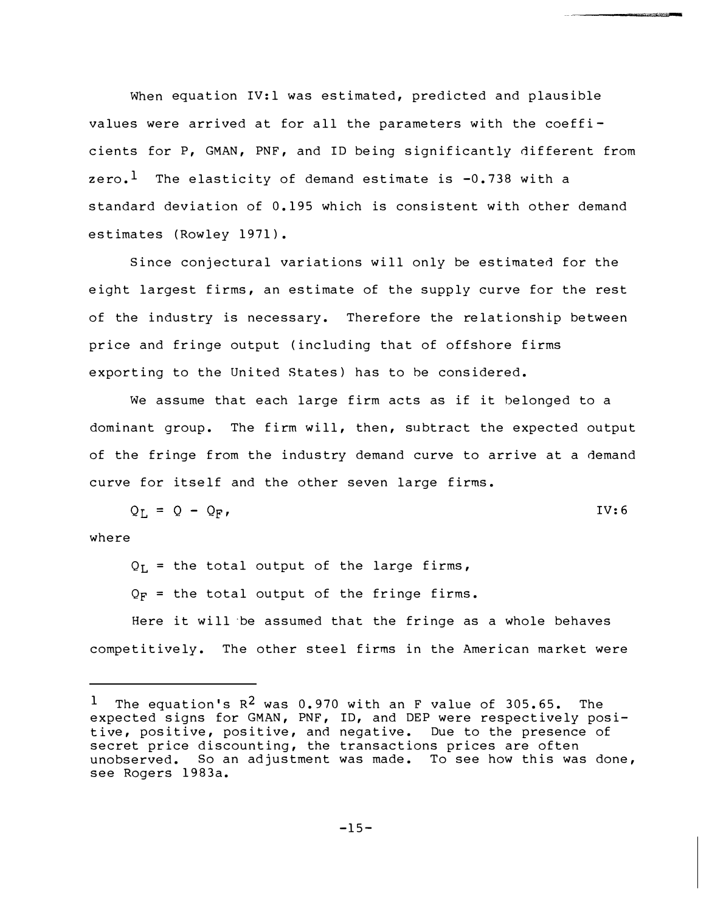When equation IV:1 was estimated, predicted and plausible values were arrived at for all the parameters with the coefficients for P, GMAN, PNF, and ID being significantly different from zero.[1] The elasticity of demand estimate is -0.738 with a standard deviation of 0.195 which is consistent with other demand estimates (Rowley 1971).

Since conjectural variations will only be estimated for the eight largest firms, an estimate of the supply curve for the rest of the industry is necessary. Therefore the relationship between price and fringe output (including that of offshore firms exporting to the United States) has to be considered.

We assume that each large firm acts as if it belonged to a dominant group. The firm will, then, subtract the expected output of the fringe from the industry demand curve to arrive at a demand curve for itself and the other seven large firms.

$$Q_L = Q - Q_F, \qquad \text{IV:6}$$

where

$Q_L$ = the total output of the large firms,

$Q_F$ = the total output of the fringe firms.

Here it will be assumed that the fringe as a whole behaves competitively. The other steel firms in the American market were

---

[1] The equation's $R^2$ was 0.970 with an F value of 305.65. The expected signs for GMAN, PNF, ID, and DEP were respectively positive, positive, positive, and negative. Due to the presence of secret price discounting, the transactions prices are often unobserved. So an adjustment was made. To see how this was done, see Rogers 1983a.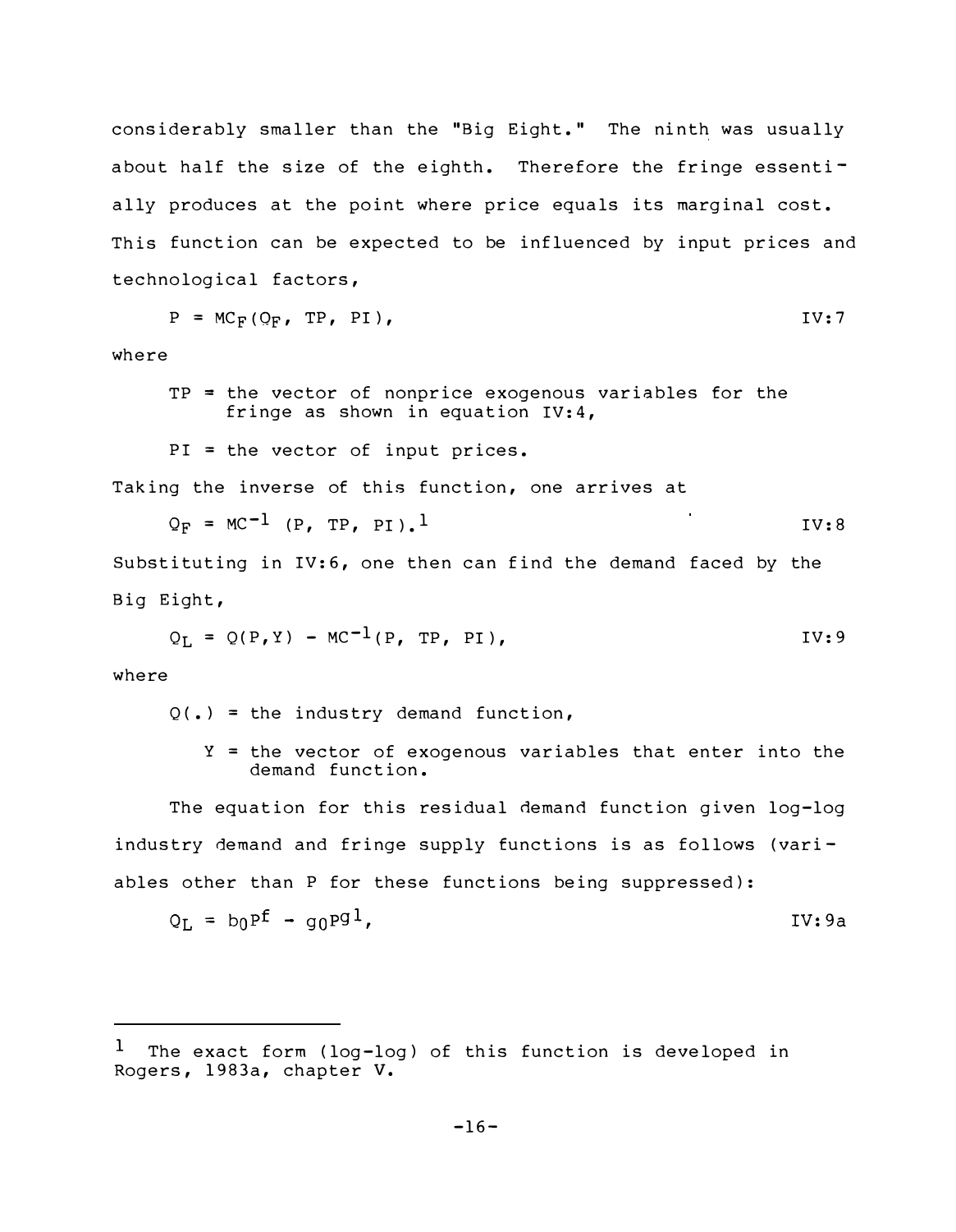considerably smaller than the "Big Eight." The ninth was usually about half the size of the eighth. Therefore the fringe essentially produces at the point where price equals its marginal cost. This function can be expected to be influenced by input prices and technological factors,

$$P = MC_F(Q_F, TP, PI), \qquad \text{IV:7}$$

where

TP = the vector of nonprice exogenous variables for the fringe as shown in equation IV:4,

PI = the vector of input prices.

Taking the inverse of this function, one arrives at

$$Q_F = MC^{-1}(P, TP, PI).[1] \qquad \text{IV:8}$$

Substituting in IV:6, one then can find the demand faced by the Big Eight,

$$Q_L = Q(P,Y) - MC^{-1}(P, TP, PI), \qquad \text{IV:9}$$

where

Q(.) = the industry demand function,

Y = the vector of exogenous variables that enter into the demand function.

The equation for this residual demand function given log-log industry demand and fringe supply functions is as follows (variables other than P for these functions being suppressed):

$$Q_L = b_0 P^f - g_0 P^{g_1}, \qquad \text{IV:9a}$$

---

[1] The exact form (log-log) of this function is developed in Rogers, 1983a, chapter V.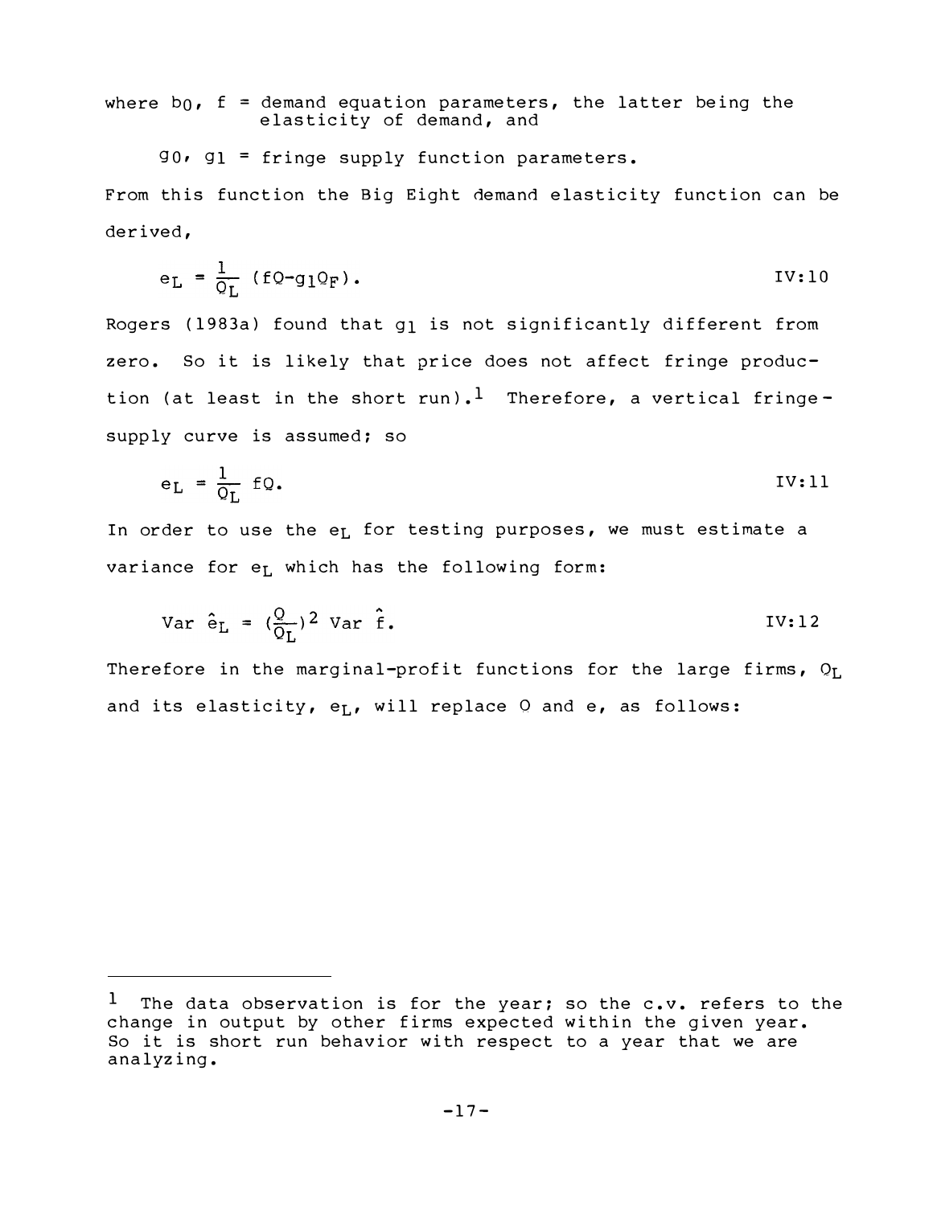where $b_0$, $f$ = demand equation parameters, the latter being the elasticity of demand, and

$g_0$, $g_1$ = fringe supply function parameters.

From this function the Big Eight demand elasticity function can be derived,

$$e_L = \frac{1}{Q_L} (fQ - g_1 Q_F). \qquad \text{IV:10}$$

Rogers (1983a) found that $g_1$ is not significantly different from zero. So it is likely that price does not affect fringe production (at least in the short run).[1] Therefore, a vertical fringe-supply curve is assumed; so

$$e_L = \frac{1}{Q_L} fQ. \qquad \text{IV:11}$$

In order to use the $e_L$ for testing purposes, we must estimate a variance for $e_L$ which has the following form:

$$\text{Var } \hat{e}_L = \left(\frac{Q}{Q_L}\right)^2 \text{Var } \hat{f}. \qquad \text{IV:12}$$

Therefore in the marginal-profit functions for the large firms, $Q_L$ and its elasticity, $e_L$, will replace $Q$ and $e$, as follows:

---

[1] The data observation is for the year; so the c.v. refers to the change in output by other firms expected within the given year. So it is short run behavior with respect to a year that we are analyzing.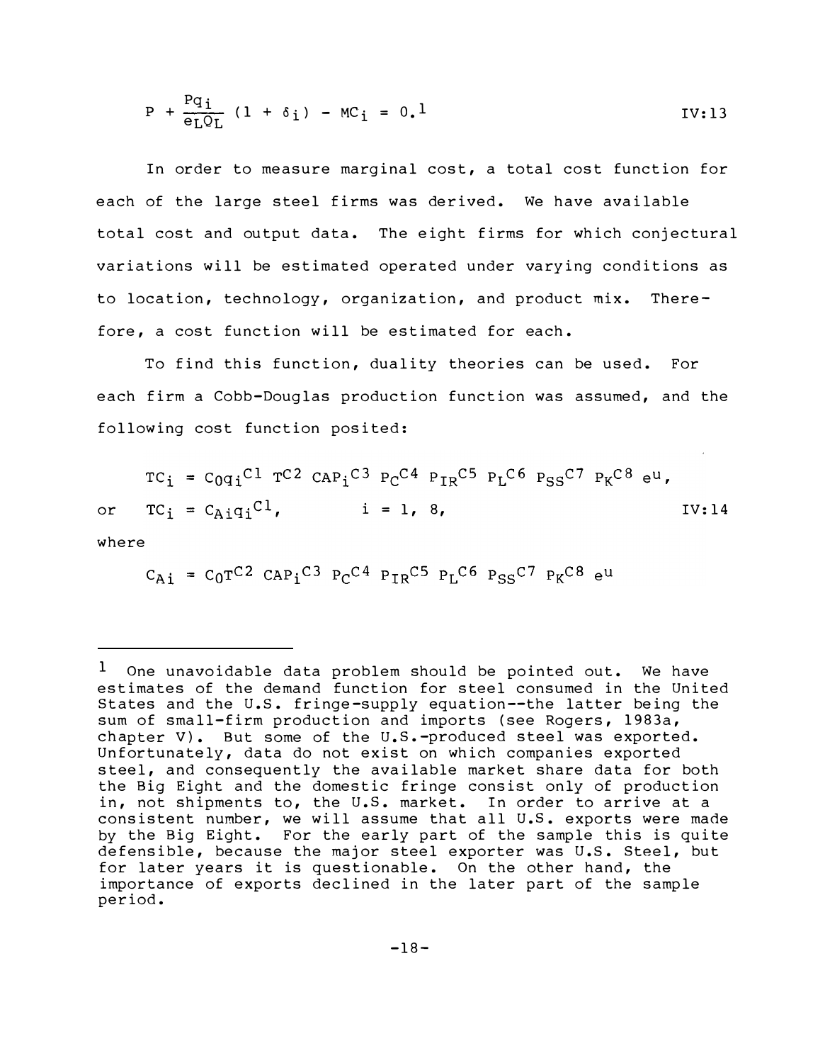$$P + \frac{Pq_i}{e_L Q_L}(1 + \delta_i) - MC_i = 0.^{1} \qquad \text{IV:13}$$

In order to measure marginal cost, a total cost function for each of the large steel firms was derived. We have available total cost and output data. The eight firms for which conjectural variations will be estimated operated under varying conditions as to location, technology, organization, and product mix. Therefore, a cost function will be estimated for each.

To find this function, duality theories can be used. For each firm a Cobb-Douglas production function was assumed, and the following cost function posited:

$$TC_i = C_0 q_i^{C1} T^{C2} CAP_i^{C3} P_C^{C4} P_{IR}^{C5} P_L^{C6} P_{SS}^{C7} P_K^{C8} e^u,$$

$$\text{or} \quad TC_i = C_{Ai} q_i^{C1}, \qquad i = 1, 8, \qquad \text{IV:14}$$

where

$$C_{Ai} = C_0 T^{C2} CAP_i^{C3} P_C^{C4} P_{IR}^{C5} P_L^{C6} P_{SS}^{C7} P_K^{C8} e^u$$

---

[1] One unavoidable data problem should be pointed out. We have estimates of the demand function for steel consumed in the United States and the U.S. fringe-supply equation--the latter being the sum of small-firm production and imports (see Rogers, 1983a, chapter V). But some of the U.S.-produced steel was exported. Unfortunately, data do not exist on which companies exported steel, and consequently the available market share data for both the Big Eight and the domestic fringe consist only of production in, not shipments to, the U.S. market. In order to arrive at a consistent number, we will assume that all U.S. exports were made by the Big Eight. For the early part of the sample this is quite defensible, because the major steel exporter was U.S. Steel, but for later years it is questionable. On the other hand, the importance of exports declined in the later part of the sample period.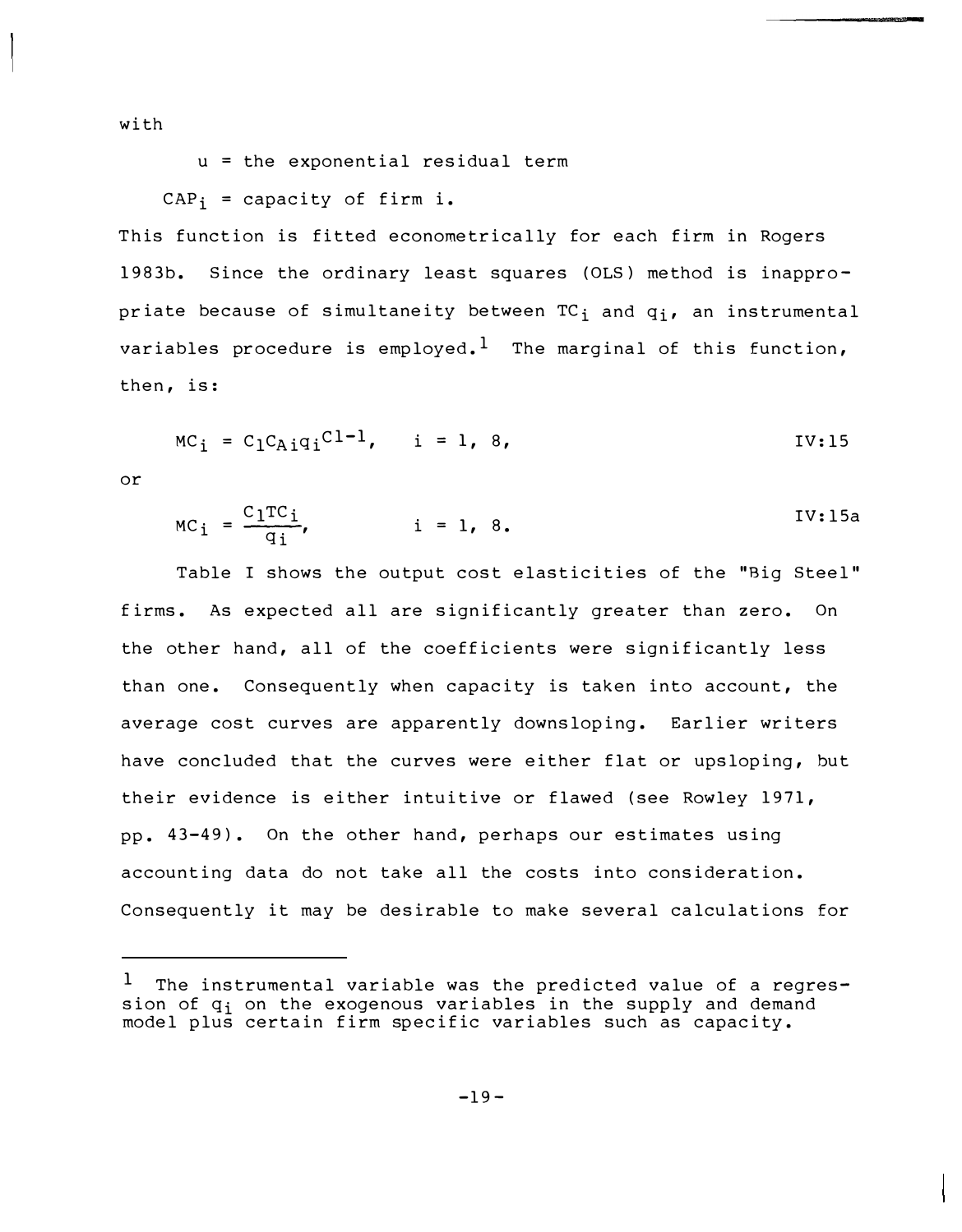with

$u$ = the exponential residual term

$CAP_i$ = capacity of firm i.

This function is fitted econometrically for each firm in Rogers 1983b. Since the ordinary least squares (OLS) method is inappropriate because of simultaneity between $TC_i$ and $q_i$, an instrumental variables procedure is employed.[1] The marginal of this function, then, is:

$$MC_i = C_1 C_{Ai} q_i^{C1-1}, \quad i = 1, 8, \qquad \text{IV:15}$$

or

$$MC_i = \frac{C_1 TC_i}{q_i}, \qquad i = 1, 8. \qquad \text{IV:15a}$$

Table I shows the output cost elasticities of the "Big Steel" firms. As expected all are significantly greater than zero. On the other hand, all of the coefficients were significantly less than one. Consequently when capacity is taken into account, the average cost curves are apparently downsloping. Earlier writers have concluded that the curves were either flat or upsloping, but their evidence is either intuitive or flawed (see Rowley 1971, pp. 43-49). On the other hand, perhaps our estimates using accounting data do not take all the costs into consideration. Consequently it may be desirable to make several calculations for

---

[1] The instrumental variable was the predicted value of a regression of $q_i$ on the exogenous variables in the supply and demand model plus certain firm specific variables such as capacity.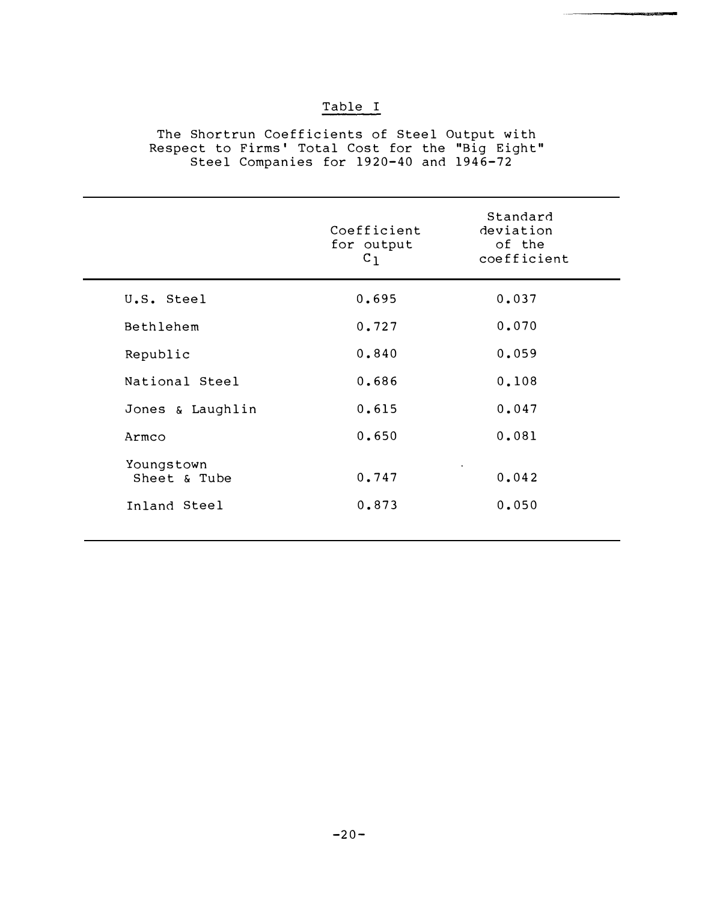Table I

The Shortrun Coefficients of Steel Output with Respect to Firms' Total Cost for the "Big Eight" Steel Companies for 1920-40 and 1946-72

| | Coefficient for output $c_1$ | Standard deviation of the coefficient |
|---|---|---|
| U.S. Steel | 0.695 | 0.037 |
| Bethlehem | 0.727 | 0.070 |
| Republic | 0.840 | 0.059 |
| National Steel | 0.686 | 0.108 |
| Jones & Laughlin | 0.615 | 0.047 |
| Armco | 0.650 | 0.081 |
| Youngstown Sheet & Tube | 0.747 | 0.042 |
| Inland Steel | 0.873 | 0.050 |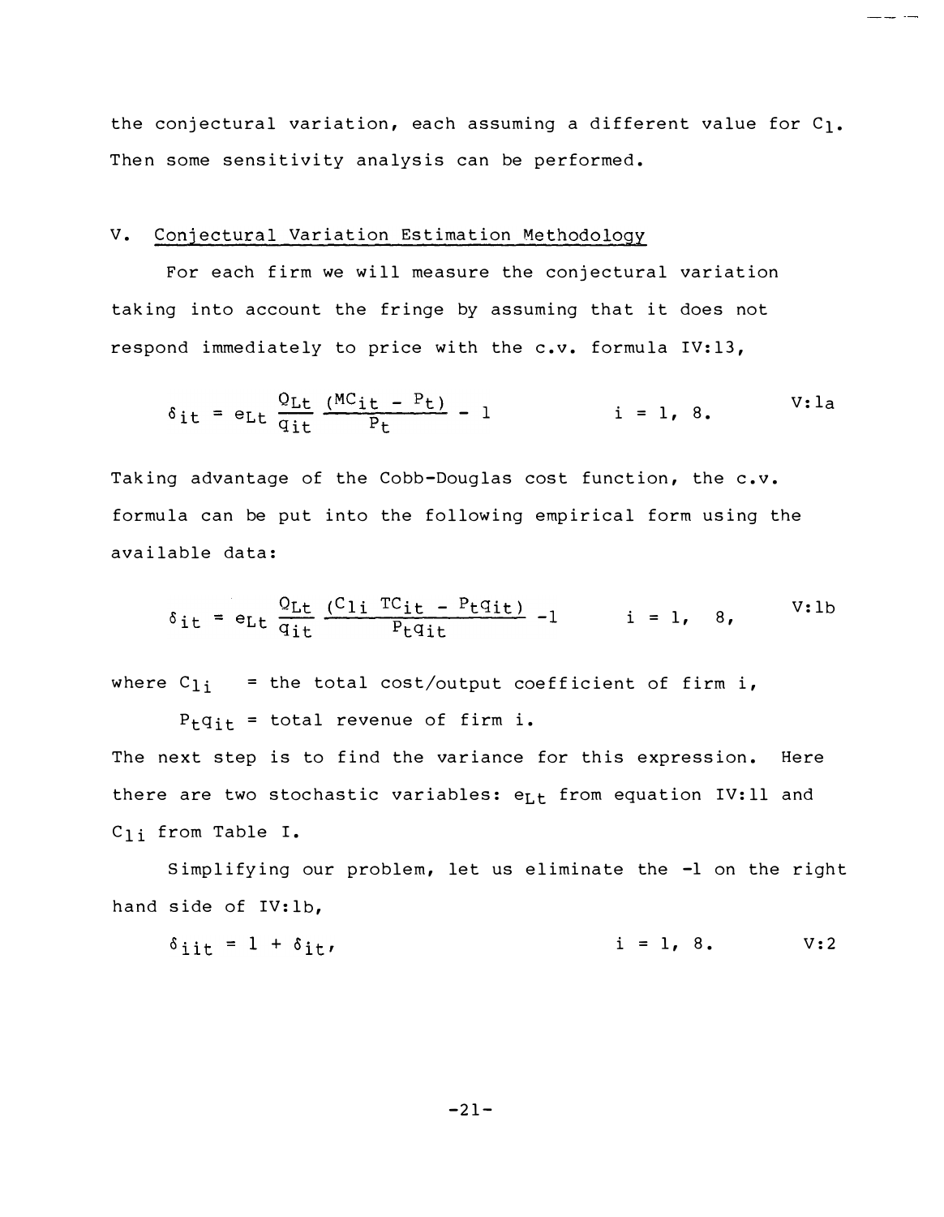the conjectural variation, each assuming a different value for $C_1$. Then some sensitivity analysis can be performed.

## V. Conjectural Variation Estimation Methodology

For each firm we will measure the conjectural variation taking into account the fringe by assuming that it does not respond immediately to price with the c.v. formula IV:13,

$$\delta_{it} = e_{Lt} \frac{Q_{Lt}}{q_{it}} \frac{(MC_{it} - P_t)}{P_t} - 1 \qquad i = 1, 8. \qquad \text{V:1a}$$

Taking advantage of the Cobb-Douglas cost function, the c.v. formula can be put into the following empirical form using the available data:

$$\delta_{it} = e_{Lt} \frac{Q_{Lt}}{q_{it}} \frac{(C_{1i}\ TC_{it} - P_t q_{it})}{P_t q_{it}} -1 \qquad i = 1, 8, \qquad \text{V:1b}$$

where $C_{1i}$ = the total cost/output coefficient of firm i,

$P_t q_{it}$ = total revenue of firm i.

The next step is to find the variance for this expression. Here there are two stochastic variables: $e_{Lt}$ from equation IV:11 and $C_{1i}$ from Table I.

Simplifying our problem, let us eliminate the -1 on the right hand side of IV:1b,

$$\delta_{iit} = 1 + \delta_{it}, \qquad i = 1, 8. \qquad \text{V:2}$$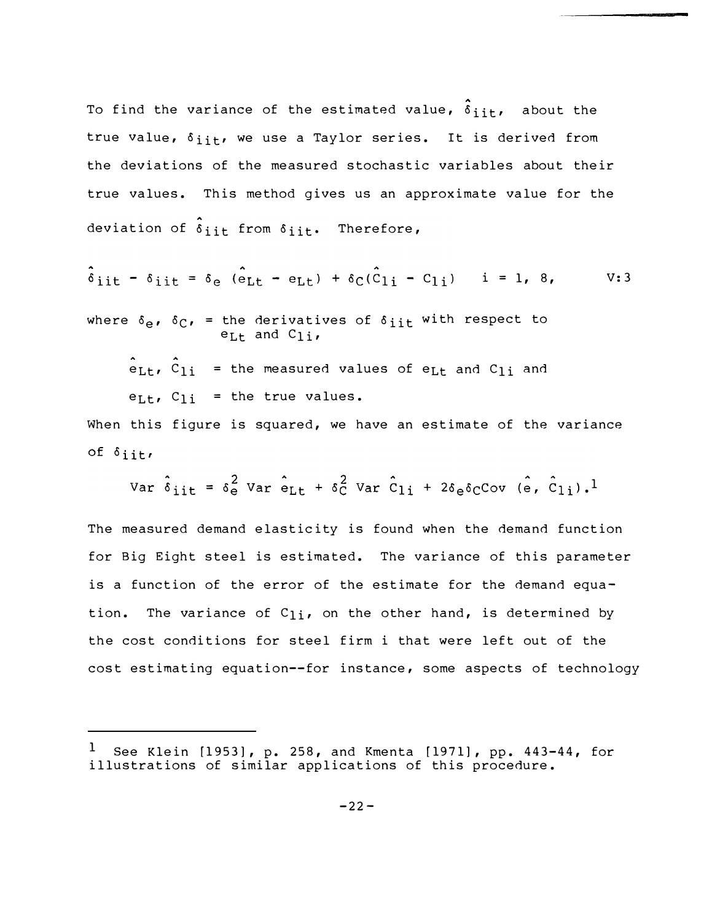To find the variance of the estimated value, $\hat{\delta}_{iit}$, about the true value, $\delta_{iit}$, we use a Taylor series. It is derived from the deviations of the measured stochastic variables about their true values. This method gives us an approximate value for the deviation of $\hat{\delta}_{iit}$ from $\delta_{iit}$. Therefore,

$$\hat{\delta}_{iit} - \delta_{iit} = \delta_e \, (\hat{e}_{Lt} - e_{Lt}) + \delta_C(\hat{C}_{1i} - C_{1i}) \quad i = 1, 8, \qquad \text{V:3}$$

where $\delta_e$, $\delta_C$, = the derivatives of $\delta_{iit}$ with respect to $e_{Lt}$ and $C_{1i}$,

$\hat{e}_{Lt}$, $\hat{C}_{1i}$ = the measured values of $e_{Lt}$ and $C_{1i}$ and

$e_{Lt}$, $C_{1i}$ = the true values.

When this figure is squared, we have an estimate of the variance of $\delta_{iit}$,

$$\text{Var } \hat{\delta}_{iit} = \delta_e^2 \text{ Var } \hat{e}_{Lt} + \delta_C^2 \text{ Var } \hat{C}_{1i} + 2\delta_e\delta_C\text{Cov } (\hat{e}, \hat{C}_{1i}).$$[1]

The measured demand elasticity is found when the demand function for Big Eight steel is estimated. The variance of this parameter is a function of the error of the estimate for the demand equation. The variance of $C_{1i}$, on the other hand, is determined by the cost conditions for steel firm i that were left out of the cost estimating equation--for instance, some aspects of technology

---

[1] See Klein [1953], p. 258, and Kmenta [1971], pp. 443-44, for illustrations of similar applications of this procedure.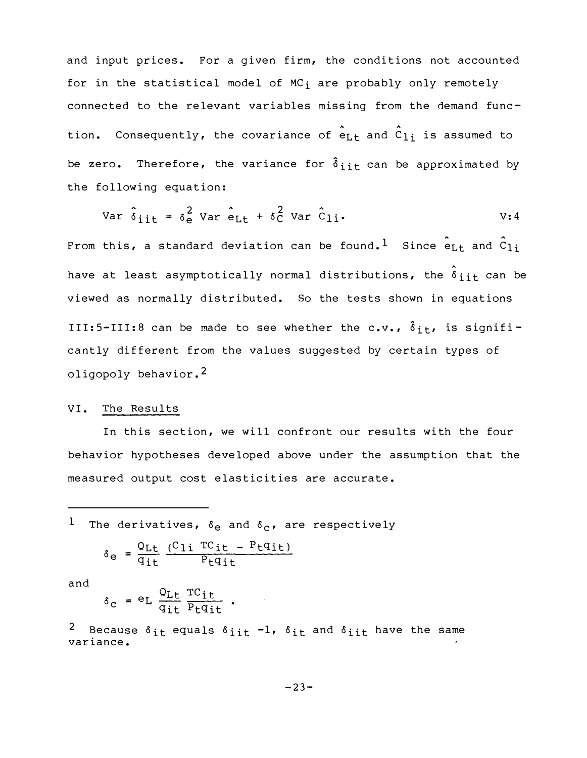and input prices. For a given firm, the conditions not accounted for in the statistical model of $MC_i$ are probably only remotely connected to the relevant variables missing from the demand function. Consequently, the covariance of $\hat{e}_{Lt}$ and $\hat{C}_{1i}$ is assumed to be zero. Therefore, the variance for $\hat{\delta}_{iit}$ can be approximated by the following equation:

$$\text{Var } \hat{\delta}_{iit} = \delta_e^2 \text{ Var } \hat{e}_{Lt} + \delta_C^2 \text{ Var } \hat{C}_{1i}. \qquad \text{V:4}$$

From this, a standard deviation can be found.[1] Since $\hat{e}_{Lt}$ and $\hat{C}_{1i}$ have at least asymptotically normal distributions, the $\hat{\delta}_{iit}$ can be viewed as normally distributed. So the tests shown in equations III:5-III:8 can be made to see whether the c.v., $\hat{\delta}_{it}$, is significantly different from the values suggested by certain types of oligopoly behavior.[2]

## VI. The Results

In this section, we will confront our results with the four behavior hypotheses developed above under the assumption that the measured output cost elasticities are accurate.

---

[1] The derivatives, $\delta_e$ and $\delta_c$, are respectively

$$\delta_e = \frac{Q_{Lt}}{q_{it}} \frac{(C_{1i}\ TC_{it} - P_t q_{it})}{P_t q_{it}}$$

and

$$\delta_c = e_L \frac{Q_{Lt}}{q_{it}} \frac{TC_{it}}{P_t q_{it}} .$$

[2] Because $\delta_{it}$ equals $\delta_{iit}$ -1, $\delta_{it}$ and $\delta_{iit}$ have the same variance.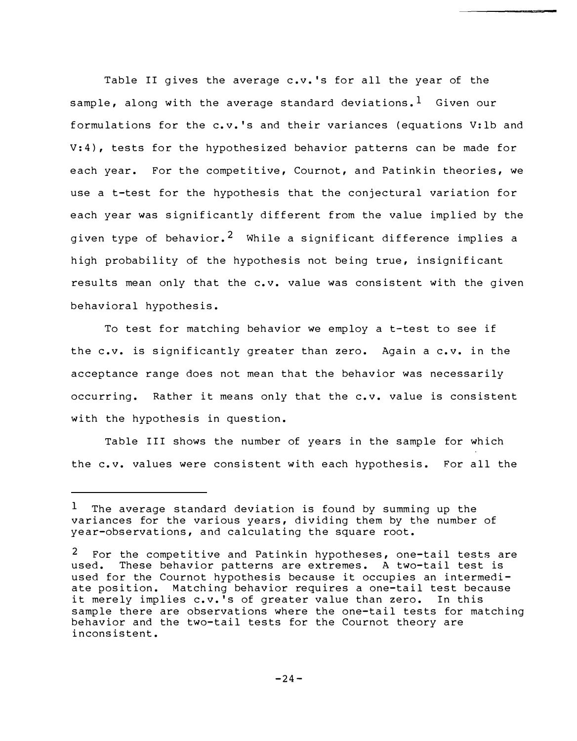Table II gives the average c.v.'s for all the year of the sample, along with the average standard deviations.[1] Given our formulations for the c.v.'s and their variances (equations V:1b and V:4), tests for the hypothesized behavior patterns can be made for each year. For the competitive, Cournot, and Patinkin theories, we use a t-test for the hypothesis that the conjectural variation for each year was significantly different from the value implied by the given type of behavior.[2] While a significant difference implies a high probability of the hypothesis not being true, insignificant results mean only that the c.v. value was consistent with the given behavioral hypothesis.

To test for matching behavior we employ a t-test to see if the c.v. is significantly greater than zero. Again a c.v. in the acceptance range does not mean that the behavior was necessarily occurring. Rather it means only that the c.v. value is consistent with the hypothesis in question.

Table III shows the number of years in the sample for which the c.v. values were consistent with each hypothesis. For all the

---

[1] The average standard deviation is found by summing up the variances for the various years, dividing them by the number of year-observations, and calculating the square root.

[2] For the competitive and Patinkin hypotheses, one-tail tests are used. These behavior patterns are extremes. A two-tail test is used for the Cournot hypothesis because it occupies an intermediate position. Matching behavior requires a one-tail test because it merely implies c.v.'s of greater value than zero. In this sample there are observations where the one-tail tests for matching behavior and the two-tail tests for the Cournot theory are inconsistent.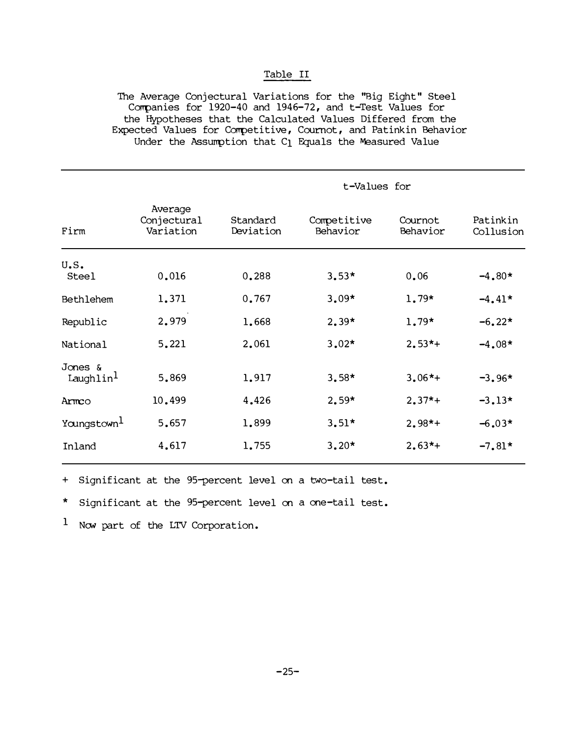Table II

The Average Conjectural Variations for the "Big Eight" Steel Companies for 1920-40 and 1946-72, and t-Test Values for the Hypotheses that the Calculated Values Differed from the Expected Values for Competitive, Cournot, and Patinkin Behavior Under the Assumption that $C_1$ Equals the Measured Value

| | | | t-Values for | | |
|---|---|---|---|---|---|
| Firm | Average Conjectural Variation | Standard Deviation | Competitive Behavior | Cournot Behavior | Patinkin Collusion |
| U.S. Steel | 0.016 | 0.288 | 3.53* | 0.06 | -4.80* |
| Bethlehem | 1.371 | 0.767 | 3.09* | 1.79* | -4.41* |
| Republic | 2.979 | 1.668 | 2.39* | 1.79* | -6.22* |
| National | 5.221 | 2.061 | 3.02* | 2.53*+ | -4.08* |
| Jones & Laughlin[1] | 5.869 | 1.917 | 3.58* | 3.06*+ | -3.96* |
| Armco | 10.499 | 4.426 | 2.59* | 2.37*+ | -3.13* |
| Youngstown[1] | 5.657 | 1.899 | 3.51* | 2.98*+ | -6.03* |
| Inland | 4.617 | 1.755 | 3.20* | 2.63*+ | -7.81* |

+ Significant at the 95-percent level on a two-tail test.

* Significant at the 95-percent level on a one-tail test.

1 Now part of the LTV Corporation.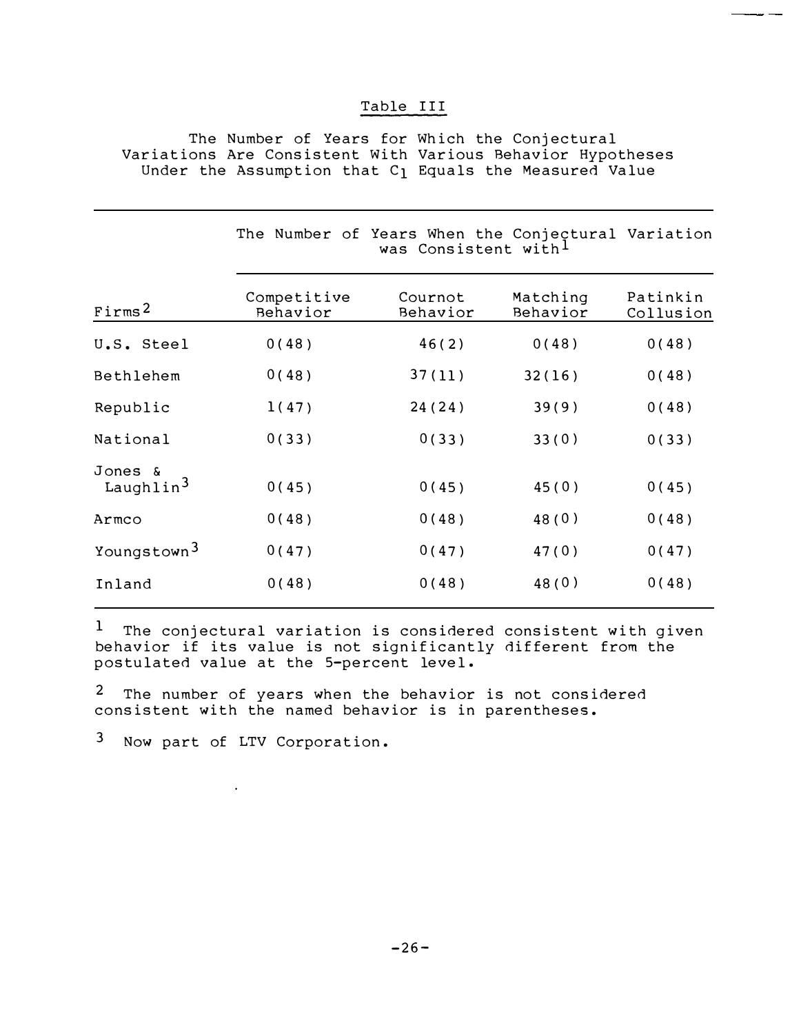## Table III

The Number of Years for Which the Conjectural Variations Are Consistent With Various Behavior Hypotheses Under the Assumption that $C_1$ Equals the Measured Value

| | The Number of Years When the Conjectural Variation was Consistent with[1] | | | |
|---|---|---|---|---|
| Firms[2] | Competitive Behavior | Cournot Behavior | Matching Behavior | Patinkin Collusion |
| U.S. Steel | 0(48) | 46(2) | 0(48) | 0(48) |
| Bethlehem | 0(48) | 37(11) | 32(16) | 0(48) |
| Republic | 1(47) | 24(24) | 39(9) | 0(48) |
| National | 0(33) | 0(33) | 33(0) | 0(33) |
| Jones & Laughlin[3] | 0(45) | 0(45) | 45(0) | 0(45) |
| Armco | 0(48) | 0(48) | 48(0) | 0(48) |
| Youngstown[3] | 0(47) | 0(47) | 47(0) | 0(47) |
| Inland | 0(48) | 0(48) | 48(0) | 0(48) |

[1] The conjectural variation is considered consistent with given behavior if its value is not significantly different from the postulated value at the 5-percent level.

[2] The number of years when the behavior is not considered consistent with the named behavior is in parentheses.

[3] Now part of LTV Corporation.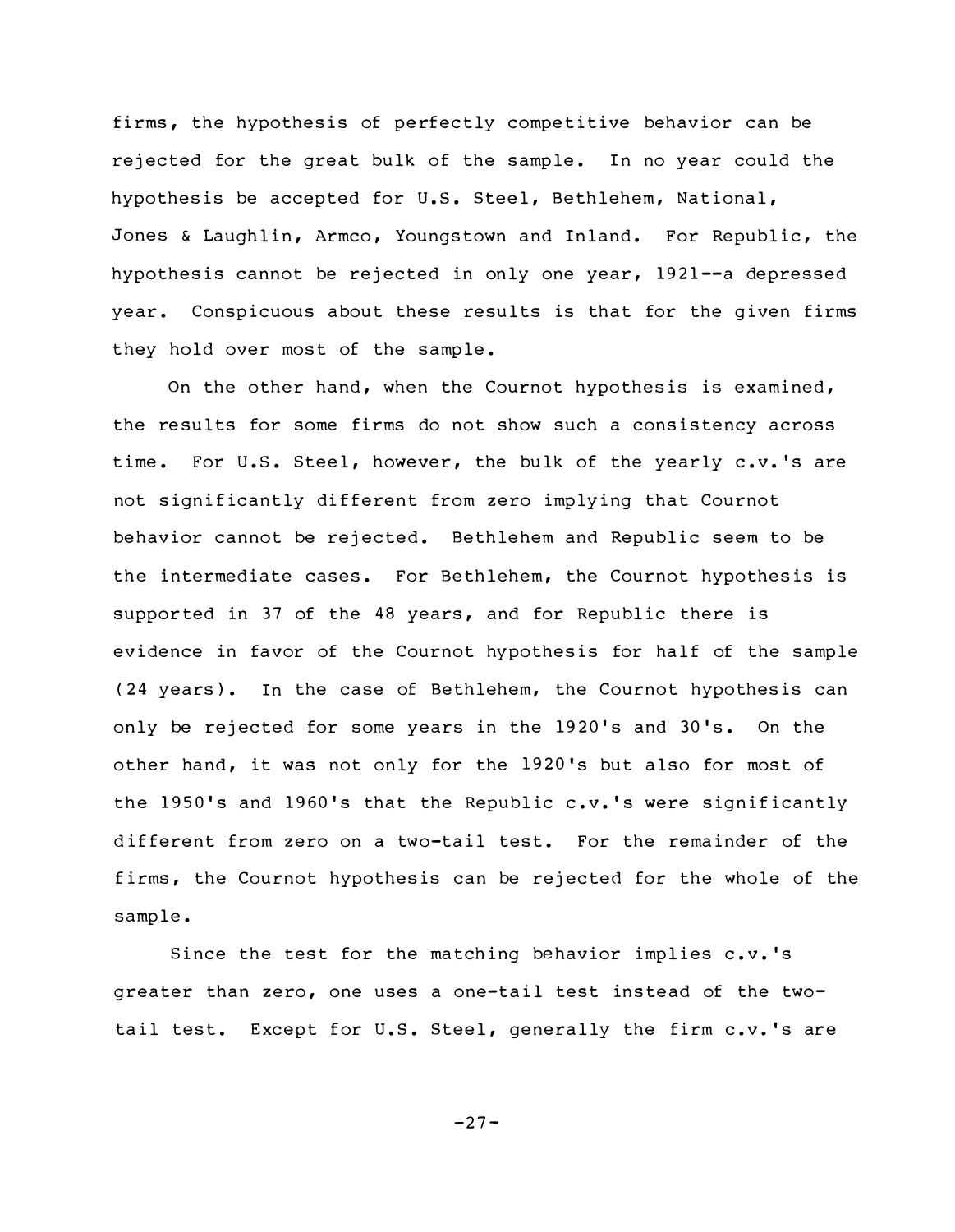firms, the hypothesis of perfectly competitive behavior can be rejected for the great bulk of the sample. In no year could the hypothesis be accepted for U.S. Steel, Bethlehem, National, Jones & Laughlin, Armco, Youngstown and Inland. For Republic, the hypothesis cannot be rejected in only one year, 1921--a depressed year. Conspicuous about these results is that for the given firms they hold over most of the sample.

On the other hand, when the Cournot hypothesis is examined, the results for some firms do not show such a consistency across time. For U.S. Steel, however, the bulk of the yearly c.v.'s are not significantly different from zero implying that Cournot behavior cannot be rejected. Bethlehem and Republic seem to be the intermediate cases. For Bethlehem, the Cournot hypothesis is supported in 37 of the 48 years, and for Republic there is evidence in favor of the Cournot hypothesis for half of the sample (24 years). In the case of Bethlehem, the Cournot hypothesis can only be rejected for some years in the 1920's and 30's. On the other hand, it was not only for the 1920's but also for most of the 1950's and 1960's that the Republic c.v.'s were significantly different from zero on a two-tail test. For the remainder of the firms, the Cournot hypothesis can be rejected for the whole of the sample.

Since the test for the matching behavior implies c.v.'s greater than zero, one uses a one-tail test instead of the two-tail test. Except for U.S. Steel, generally the firm c.v.'s are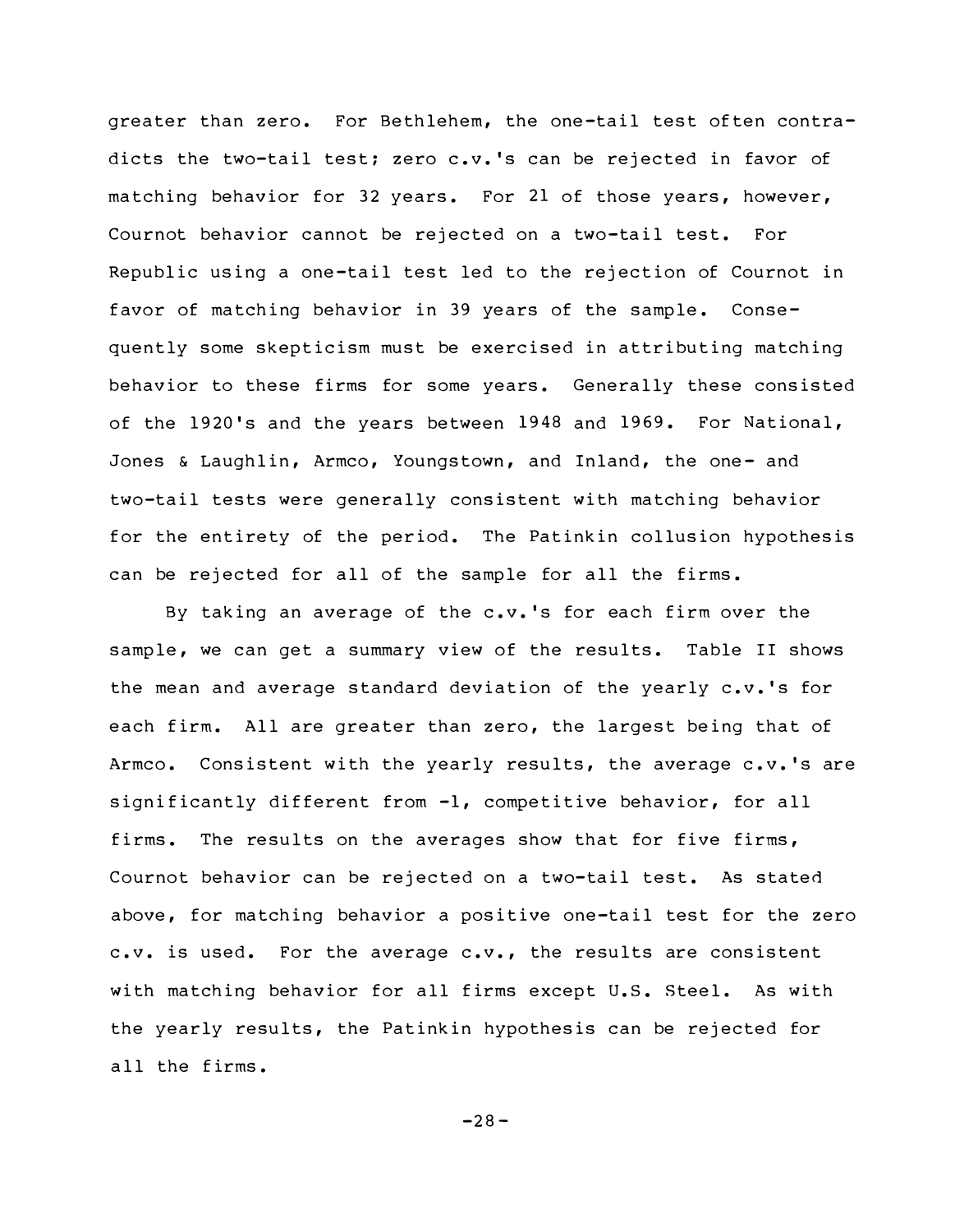greater than zero. For Bethlehem, the one-tail test often contradicts the two-tail test; zero c.v.'s can be rejected in favor of matching behavior for 32 years. For 21 of those years, however, Cournot behavior cannot be rejected on a two-tail test. For Republic using a one-tail test led to the rejection of Cournot in favor of matching behavior in 39 years of the sample. Consequently some skepticism must be exercised in attributing matching behavior to these firms for some years. Generally these consisted of the 1920's and the years between 1948 and 1969. For National, Jones & Laughlin, Armco, Youngstown, and Inland, the one- and two-tail tests were generally consistent with matching behavior for the entirety of the period. The Patinkin collusion hypothesis can be rejected for all of the sample for all the firms.

By taking an average of the c.v.'s for each firm over the sample, we can get a summary view of the results. Table II shows the mean and average standard deviation of the yearly c.v.'s for each firm. All are greater than zero, the largest being that of Armco. Consistent with the yearly results, the average c.v.'s are significantly different from -1, competitive behavior, for all firms. The results on the averages show that for five firms, Cournot behavior can be rejected on a two-tail test. As stated above, for matching behavior a positive one-tail test for the zero c.v. is used. For the average c.v., the results are consistent with matching behavior for all firms except U.S. Steel. As with the yearly results, the Patinkin hypothesis can be rejected for all the firms.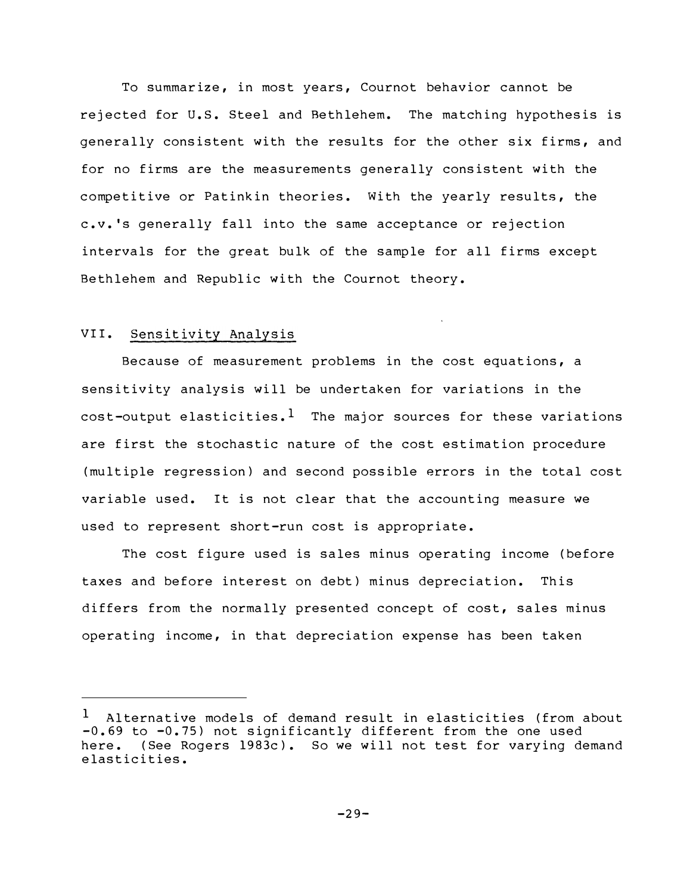To summarize, in most years, Cournot behavior cannot be rejected for U.S. Steel and Bethlehem. The matching hypothesis is generally consistent with the results for the other six firms, and for no firms are the measurements generally consistent with the competitive or Patinkin theories. With the yearly results, the c.v.'s generally fall into the same acceptance or rejection intervals for the great bulk of the sample for all firms except Bethlehem and Republic with the Cournot theory.

## VII. Sensitivity Analysis

Because of measurement problems in the cost equations, a sensitivity analysis will be undertaken for variations in the cost-output elasticities.[1] The major sources for these variations are first the stochastic nature of the cost estimation procedure (multiple regression) and second possible errors in the total cost variable used. It is not clear that the accounting measure we used to represent short-run cost is appropriate.

The cost figure used is sales minus operating income (before taxes and before interest on debt) minus depreciation. This differs from the normally presented concept of cost, sales minus operating income, in that depreciation expense has been taken

---

[1] Alternative models of demand result in elasticities (from about -0.69 to -0.75) not significantly different from the one used here. (See Rogers 1983c). So we will not test for varying demand elasticities.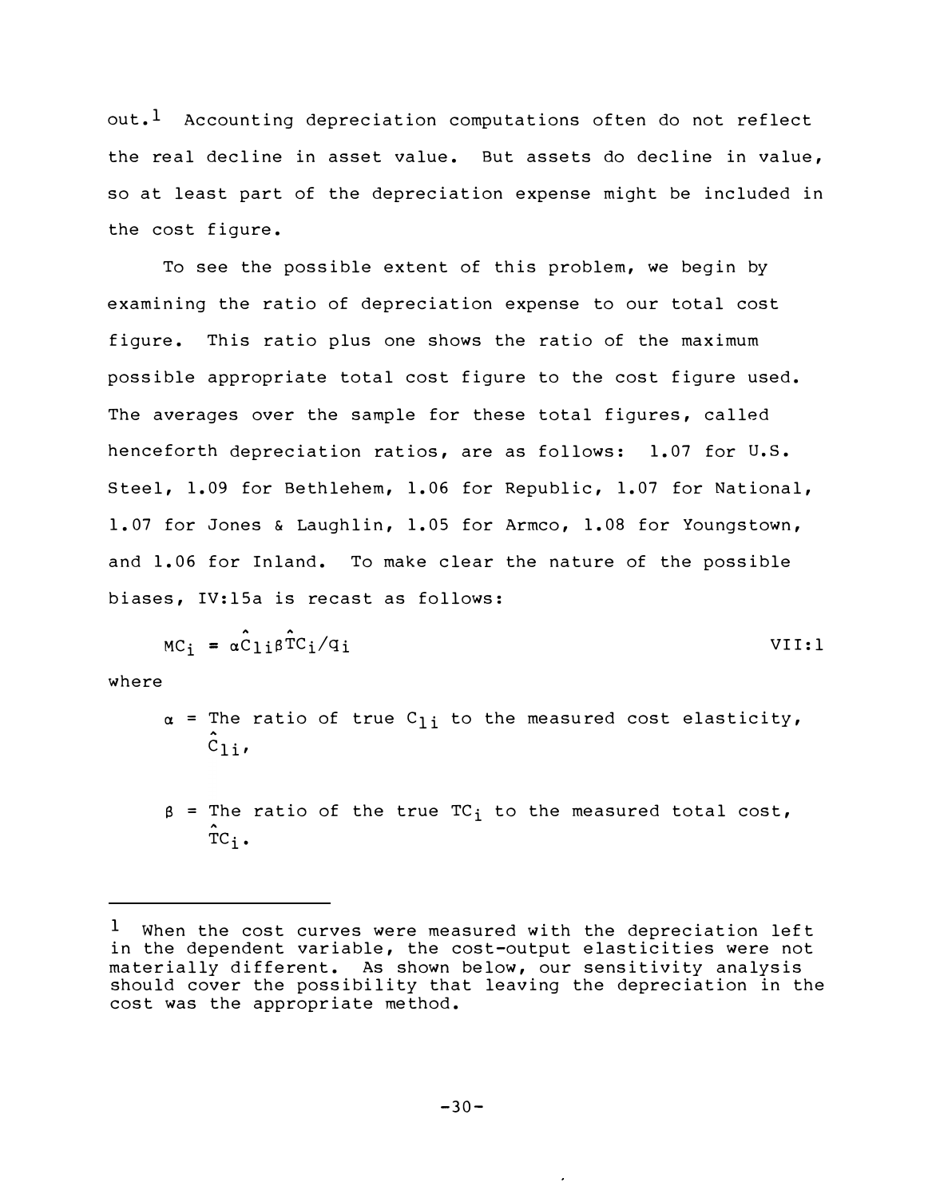out.[1] Accounting depreciation computations often do not reflect the real decline in asset value. But assets do decline in value, so at least part of the depreciation expense might be included in the cost figure.

To see the possible extent of this problem, we begin by examining the ratio of depreciation expense to our total cost figure. This ratio plus one shows the ratio of the maximum possible appropriate total cost figure to the cost figure used. The averages over the sample for these total figures, called henceforth depreciation ratios, are as follows: 1.07 for U.S. Steel, 1.09 for Bethlehem, 1.06 for Republic, 1.07 for National, 1.07 for Jones & Laughlin, 1.05 for Armco, 1.08 for Youngstown, and 1.06 for Inland. To make clear the nature of the possible biases, IV:15a is recast as follows:

$$MC_i = \alpha \hat{C}_{1i} \beta \hat{TC}_i / q_i \qquad \text{VII:1}$$

where

$\alpha$ = The ratio of true $C_{1i}$ to the measured cost elasticity, $\hat{C}_{1i}$,

$\beta$ = The ratio of the true $TC_i$ to the measured total cost, $\hat{TC}_i$.

---

[1] When the cost curves were measured with the depreciation left in the dependent variable, the cost-output elasticities were not materially different. As shown below, our sensitivity analysis should cover the possibility that leaving the depreciation in the cost was the appropriate method.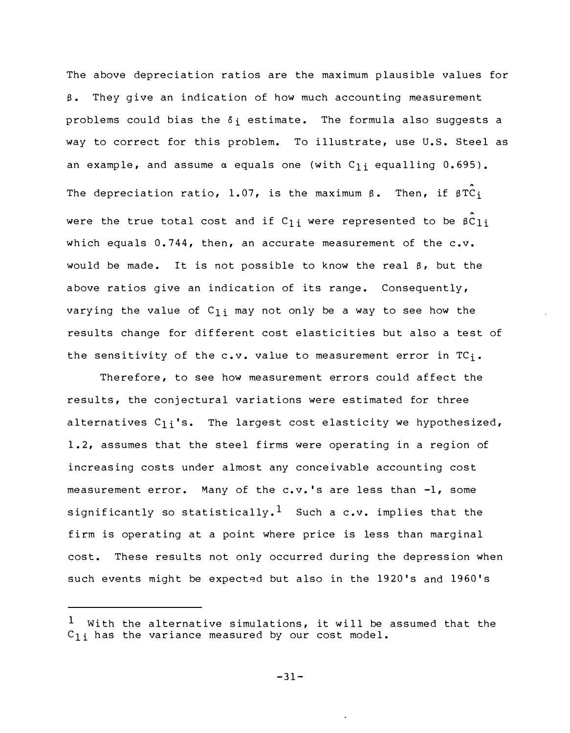The above depreciation ratios are the maximum plausible values for $\beta$. They give an indication of how much accounting measurement problems could bias the $\delta_i$ estimate. The formula also suggests a way to correct for this problem. To illustrate, use U.S. Steel as an example, and assume $\alpha$ equals one (with $C_{1i}$ equalling 0.695). The depreciation ratio, 1.07, is the maximum $\beta$. Then, if $\beta\hat{TC}_i$ were the true total cost and if $C_{1i}$ were represented to be $\beta\hat{C}_{1i}$ which equals 0.744, then, an accurate measurement of the c.v. would be made. It is not possible to know the real $\beta$, but the above ratios give an indication of its range. Consequently, varying the value of $C_{1i}$ may not only be a way to see how the results change for different cost elasticities but also a test of the sensitivity of the c.v. value to measurement error in $TC_i$.

Therefore, to see how measurement errors could affect the results, the conjectural variations were estimated for three alternatives $C_{1i}$'s. The largest cost elasticity we hypothesized, 1.2, assumes that the steel firms were operating in a region of increasing costs under almost any conceivable accounting cost measurement error. Many of the c.v.'s are less than -1, some significantly so statistically.[1] Such a c.v. implies that the firm is operating at a point where price is less than marginal cost. These results not only occurred during the depression when such events might be expected but also in the 1920's and 1960's

[1] With the alternative simulations, it will be assumed that the $C_{1i}$ has the variance measured by our cost model.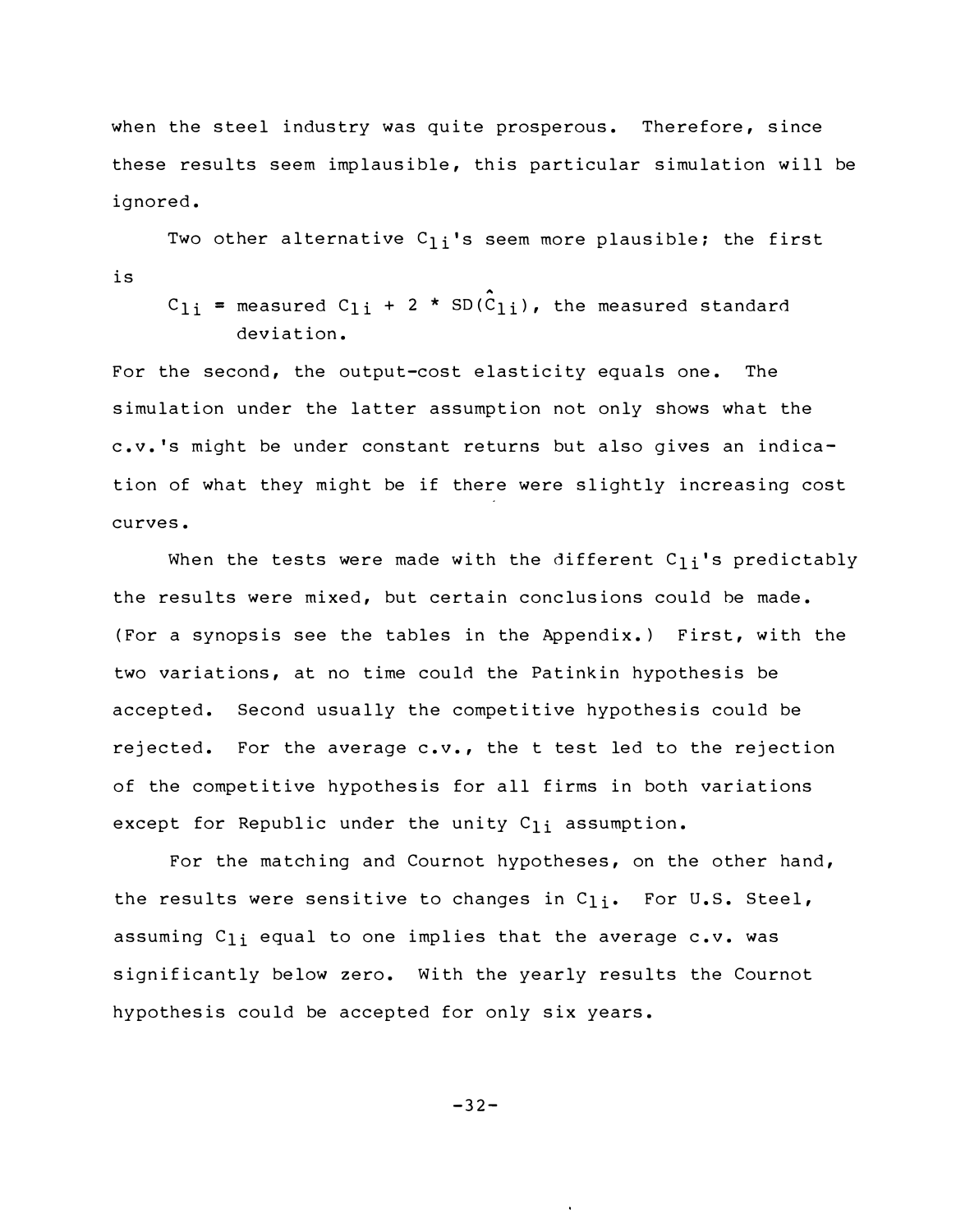when the steel industry was quite prosperous. Therefore, since these results seem implausible, this particular simulation will be ignored.

Two other alternative $C_{1i}$'s seem more plausible; the first is

$C_{1i}$ = measured $C_{1i} + 2 * SD(\hat{C}_{1i})$, the measured standard deviation.

For the second, the output-cost elasticity equals one. The simulation under the latter assumption not only shows what the c.v.'s might be under constant returns but also gives an indication of what they might be if there were slightly increasing cost curves.

When the tests were made with the different $C_{1i}$'s predictably the results were mixed, but certain conclusions could be made. (For a synopsis see the tables in the Appendix.) First, with the two variations, at no time could the Patinkin hypothesis be accepted. Second usually the competitive hypothesis could be rejected. For the average c.v., the t test led to the rejection of the competitive hypothesis for all firms in both variations except for Republic under the unity $C_{1i}$ assumption.

For the matching and Cournot hypotheses, on the other hand, the results were sensitive to changes in $C_{1i}$. For U.S. Steel, assuming $C_{1i}$ equal to one implies that the average c.v. was significantly below zero. With the yearly results the Cournot hypothesis could be accepted for only six years.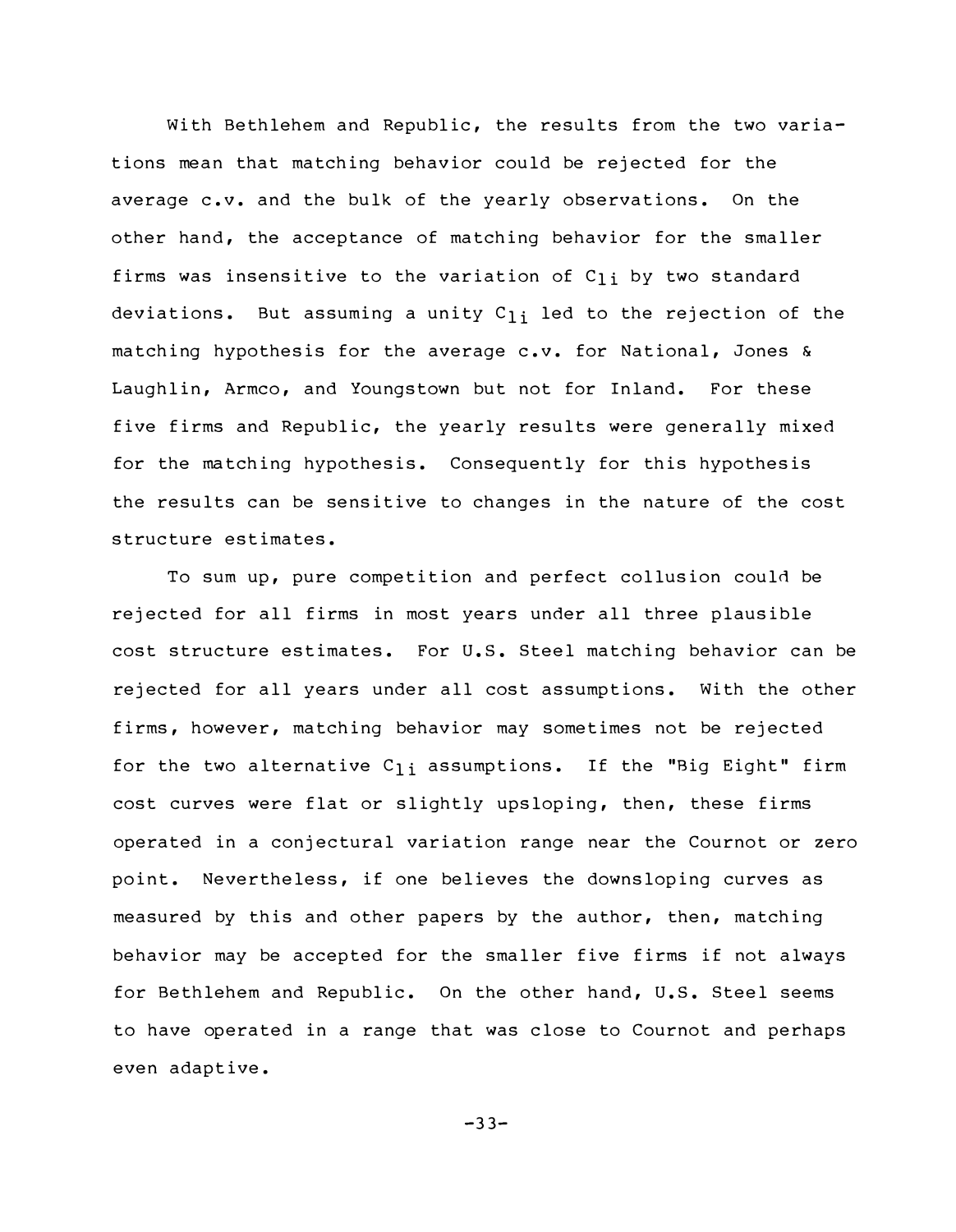With Bethlehem and Republic, the results from the two variations mean that matching behavior could be rejected for the average c.v. and the bulk of the yearly observations. On the other hand, the acceptance of matching behavior for the smaller firms was insensitive to the variation of $C_{1i}$ by two standard deviations. But assuming a unity $C_{1i}$ led to the rejection of the matching hypothesis for the average c.v. for National, Jones & Laughlin, Armco, and Youngstown but not for Inland. For these five firms and Republic, the yearly results were generally mixed for the matching hypothesis. Consequently for this hypothesis the results can be sensitive to changes in the nature of the cost structure estimates.

To sum up, pure competition and perfect collusion could be rejected for all firms in most years under all three plausible cost structure estimates. For U.S. Steel matching behavior can be rejected for all years under all cost assumptions. With the other firms, however, matching behavior may sometimes not be rejected for the two alternative $C_{1i}$ assumptions. If the "Big Eight" firm cost curves were flat or slightly upsloping, then, these firms operated in a conjectural variation range near the Cournot or zero point. Nevertheless, if one believes the downsloping curves as measured by this and other papers by the author, then, matching behavior may be accepted for the smaller five firms if not always for Bethlehem and Republic. On the other hand, U.S. Steel seems to have operated in a range that was close to Cournot and perhaps even adaptive.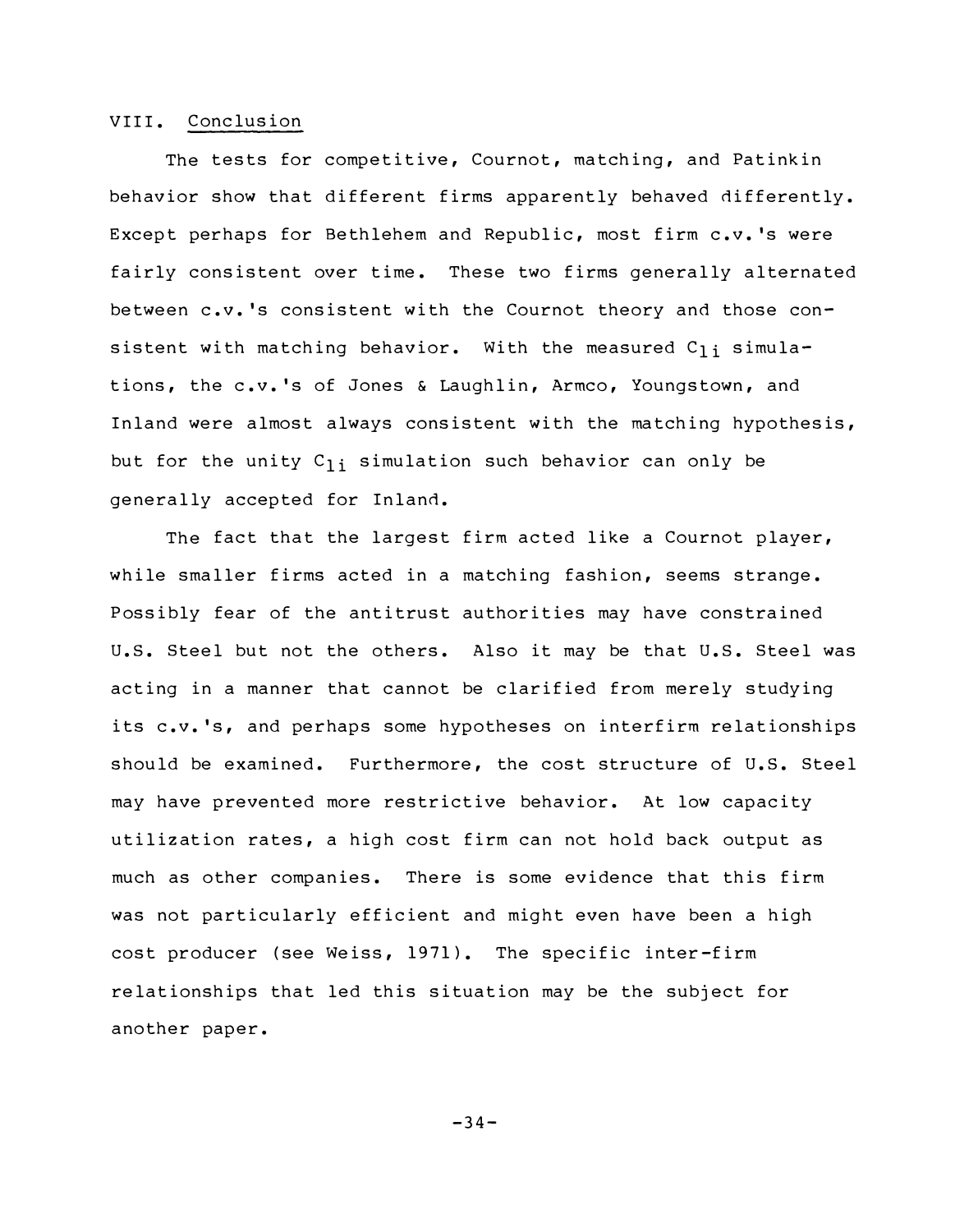## VIII. Conclusion

The tests for competitive, Cournot, matching, and Patinkin behavior show that different firms apparently behaved differently. Except perhaps for Bethlehem and Republic, most firm c.v.'s were fairly consistent over time. These two firms generally alternated between c.v.'s consistent with the Cournot theory and those consistent with matching behavior. With the measured $C_{1i}$ simulations, the c.v.'s of Jones & Laughlin, Armco, Youngstown, and Inland were almost always consistent with the matching hypothesis, but for the unity $C_{1i}$ simulation such behavior can only be generally accepted for Inland.

The fact that the largest firm acted like a Cournot player, while smaller firms acted in a matching fashion, seems strange. Possibly fear of the antitrust authorities may have constrained U.S. Steel but not the others. Also it may be that U.S. Steel was acting in a manner that cannot be clarified from merely studying its c.v.'s, and perhaps some hypotheses on interfirm relationships should be examined. Furthermore, the cost structure of U.S. Steel may have prevented more restrictive behavior. At low capacity utilization rates, a high cost firm can not hold back output as much as other companies. There is some evidence that this firm was not particularly efficient and might even have been a high cost producer (see Weiss, 1971). The specific inter-firm relationships that led this situation may be the subject for another paper.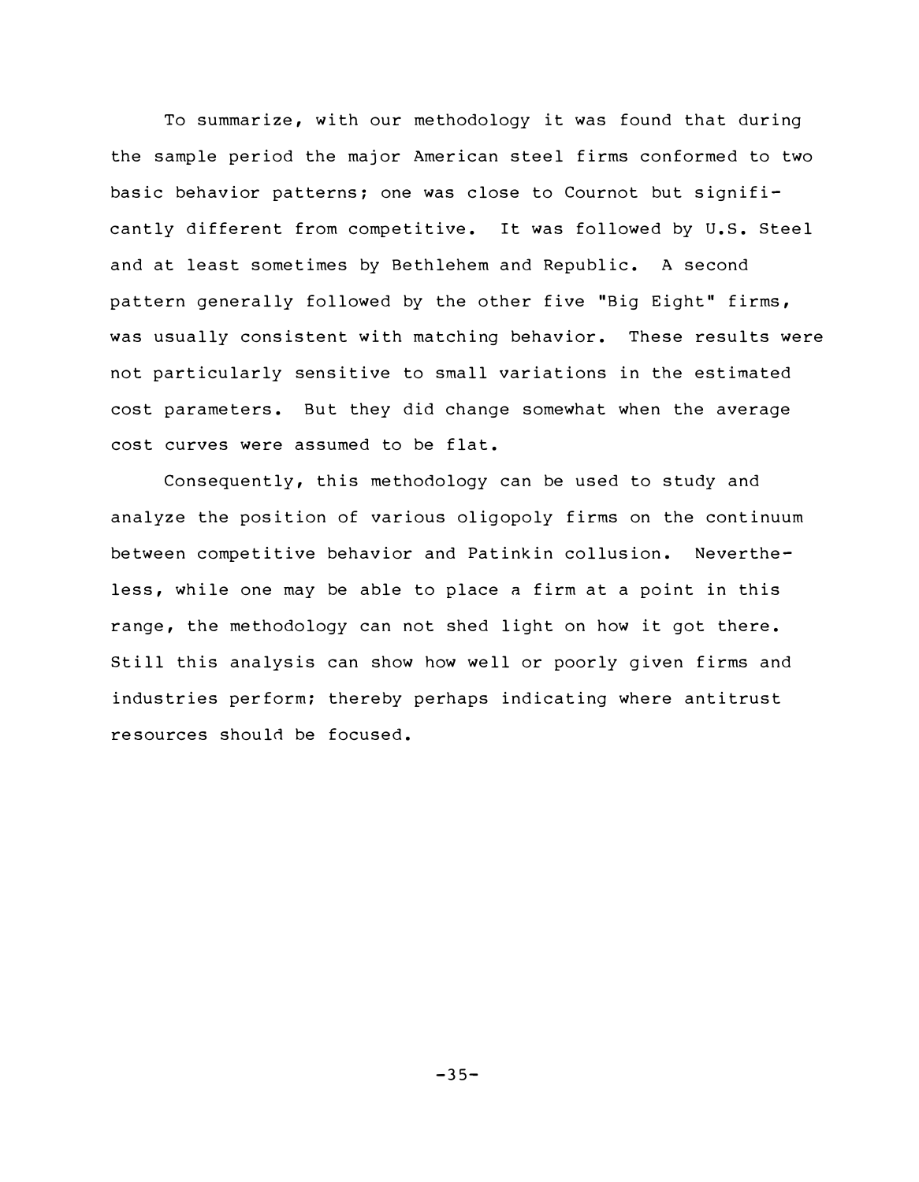To summarize, with our methodology it was found that during the sample period the major American steel firms conformed to two basic behavior patterns; one was close to Cournot but significantly different from competitive. It was followed by U.S. Steel and at least sometimes by Bethlehem and Republic. A second pattern generally followed by the other five "Big Eight" firms, was usually consistent with matching behavior. These results were not particularly sensitive to small variations in the estimated cost parameters. But they did change somewhat when the average cost curves were assumed to be flat.

Consequently, this methodology can be used to study and analyze the position of various oligopoly firms on the continuum between competitive behavior and Patinkin collusion. Nevertheless, while one may be able to place a firm at a point in this range, the methodology can not shed light on how it got there. Still this analysis can show how well or poorly given firms and industries perform; thereby perhaps indicating where antitrust resources should be focused.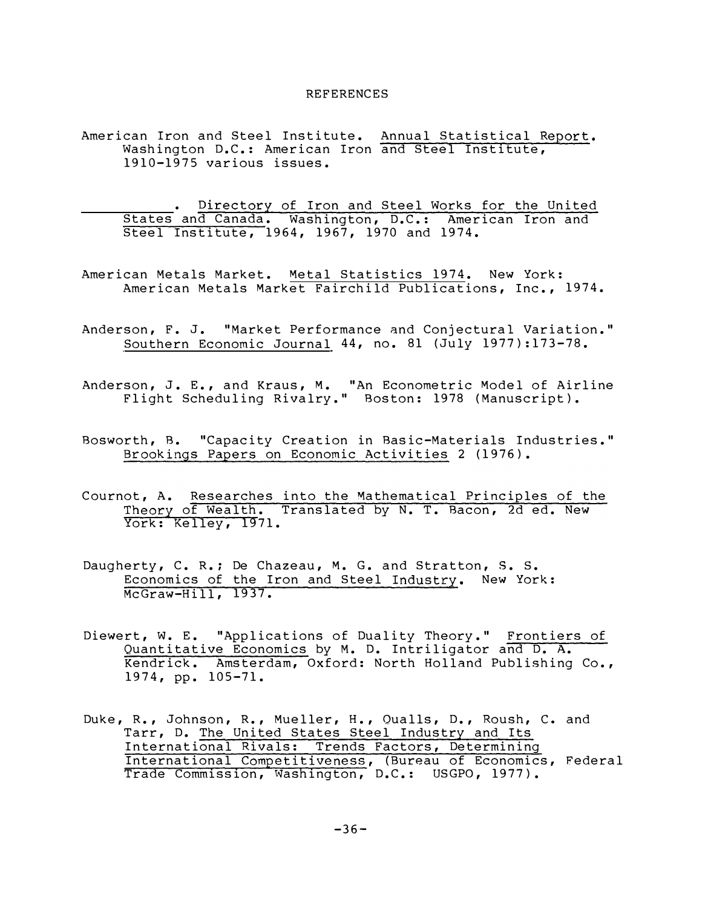# REFERENCES

American Iron and Steel Institute. _Annual Statistical Report_. Washington D.C.: American Iron and Steel Institute, 1910-1975 various issues.

__________. _Directory of Iron and Steel Works for the United States and Canada_. Washington, D.C.: American Iron and Steel Institute, 1964, 1967, 1970 and 1974.

American Metals Market. _Metal Statistics 1974_. New York: American Metals Market Fairchild Publications, Inc., 1974.

Anderson, F. J. "Market Performance and Conjectural Variation." _Southern Economic Journal_ 44, no. 81 (July 1977):173-78.

Anderson, J. E., and Kraus, M. "An Econometric Model of Airline Flight Scheduling Rivalry." Boston: 1978 (Manuscript).

Bosworth, B. "Capacity Creation in Basic-Materials Industries." _Brookings Papers on Economic Activities_ 2 (1976).

Cournot, A. _Researches into the Mathematical Principles of the Theory of Wealth_. Translated by N. T. Bacon, 2d ed. New York: Kelley, 1971.

Daugherty, C. R.; De Chazeau, M. G. and Stratton, S. S. _Economics of the Iron and Steel Industry_. New York: McGraw-Hill, 1937.

Diewert, W. E. "Applications of Duality Theory." _Frontiers of Quantitative Economics_ by M. D. Intriligator and D. A. Kendrick. Amsterdam, Oxford: North Holland Publishing Co., 1974, pp. 105-71.

Duke, R., Johnson, R., Mueller, H., Qualls, D., Roush, C. and Tarr, D. _The United States Steel Industry and Its International Rivals: Trends Factors, Determining International Competitiveness_, (Bureau of Economics, Federal Trade Commission, Washington, D.C.: USGPO, 1977).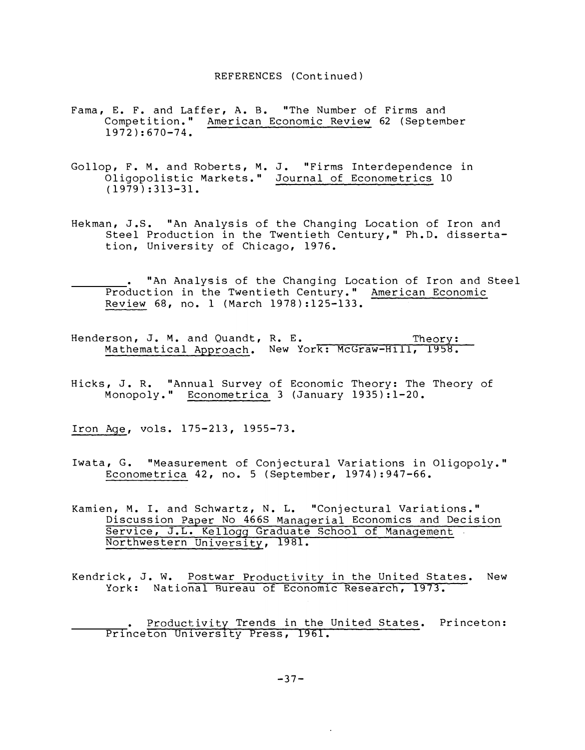REFERENCES (Continued)

Fama, E. F. and Laffer, A. B. "The Number of Firms and Competition." American Economic Review 62 (September 1972):670-74.

Gollop, F. M. and Roberts, M. J. "Firms Interdependence in Oligopolistic Markets." Journal of Econometrics 10 (1979):313-31.

Hekman, J.S. "An Analysis of the Changing Location of Iron and Steel Production in the Twentieth Century," Ph.D. dissertation, University of Chicago, 1976.

________. "An Analysis of the Changing Location of Iron and Steel Production in the Twentieth Century." American Economic Review 68, no. 1 (March 1978):125-133.

Henderson, J. M. and Quandt, R. E. ____________ Theory: Mathematical Approach. New York: McGraw-Hill, 1958.

Hicks, J. R. "Annual Survey of Economic Theory: The Theory of Monopoly." Econometrica 3 (January 1935):1-20.

Iron Age, vols. 175-213, 1955-73.

Iwata, G. "Measurement of Conjectural Variations in Oligopoly." Econometrica 42, no. 5 (September, 1974):947-66.

Kamien, M. I. and Schwartz, N. L. "Conjectural Variations." Discussion Paper No 466S Managerial Economics and Decision Service, J.L. Kellogg Graduate School of Management Northwestern University, 1981.

Kendrick, J. W. Postwar Productivity in the United States. New York: National Bureau of Economic Research, 1973.

________. Productivity Trends in the United States. Princeton: Princeton University Press, 1961.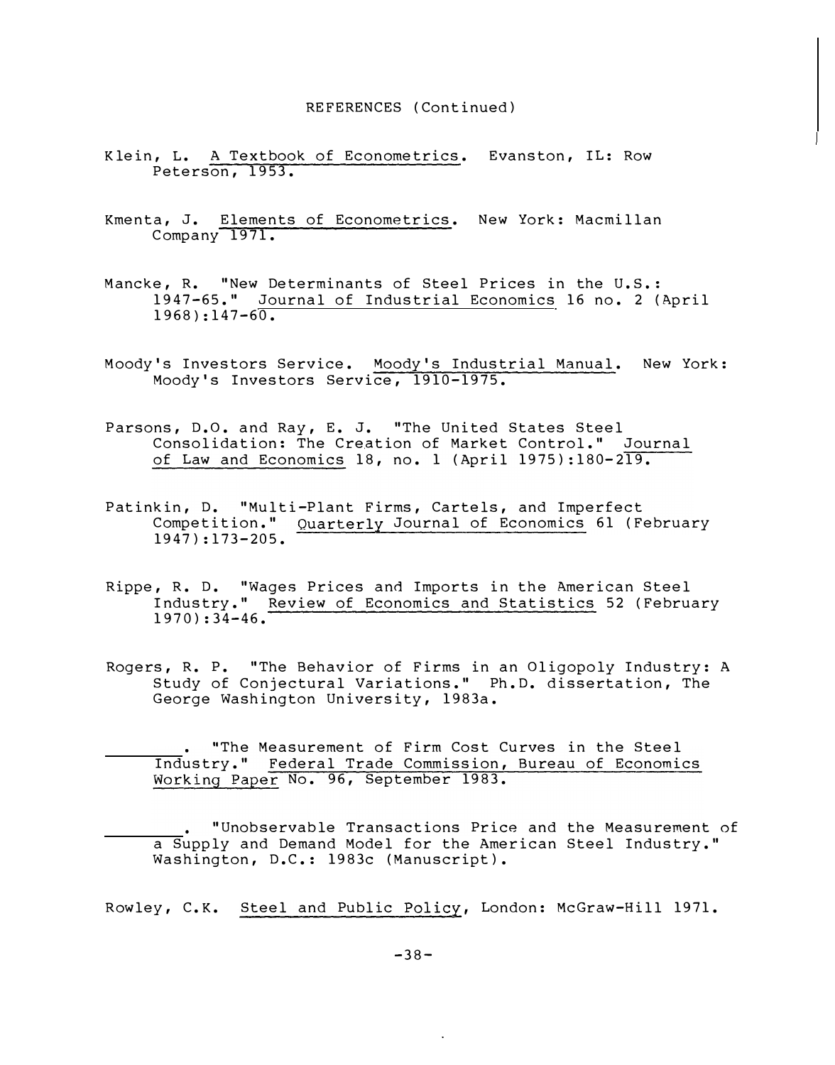REFERENCES (Continued)

Klein, L. A Textbook of Econometrics. Evanston, IL: Row Peterson, 1953.

Kmenta, J. Elements of Econometrics. New York: Macmillan Company 1971.

Mancke, R. "New Determinants of Steel Prices in the U.S.: 1947-65." Journal of Industrial Economics 16 no. 2 (April 1968):147-60.

Moody's Investors Service. Moody's Industrial Manual. New York: Moody's Investors Service, 1910-1975.

Parsons, D.O. and Ray, E. J. "The United States Steel Consolidation: The Creation of Market Control." Journal of Law and Economics 18, no. 1 (April 1975):180-219.

Patinkin, D. "Multi-Plant Firms, Cartels, and Imperfect Competition." Quarterly Journal of Economics 61 (February 1947):173-205.

Rippe, R. D. "Wages Prices and Imports in the American Steel Industry." Review of Economics and Statistics 52 (February 1970):34-46.

Rogers, R. P. "The Behavior of Firms in an Oligopoly Industry: A Study of Conjectural Variations." Ph.D. dissertation, The George Washington University, 1983a.

________. "The Measurement of Firm Cost Curves in the Steel Industry." Federal Trade Commission, Bureau of Economics Working Paper No. 96, September 1983.

________. "Unobservable Transactions Price and the Measurement of a Supply and Demand Model for the American Steel Industry." Washington, D.C.: 1983c (Manuscript).

Rowley, C.K. Steel and Public Policy, London: McGraw-Hill 1971.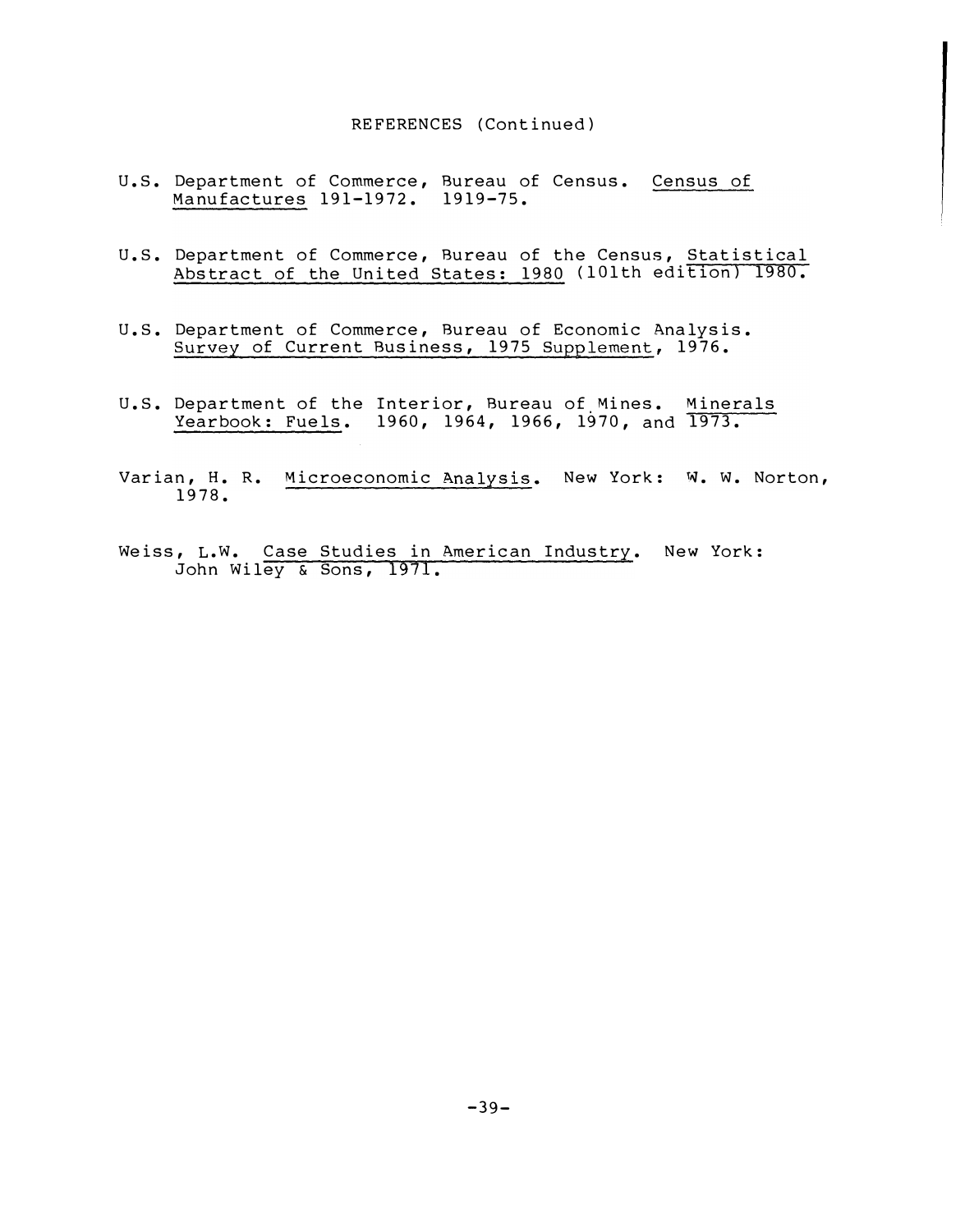REFERENCES (Continued)

U.S. Department of Commerce, Bureau of Census. Census of Manufactures 191-1972. 1919-75.

U.S. Department of Commerce, Bureau of the Census, Statistical Abstract of the United States: 1980 (101th edition) 1980.

U.S. Department of Commerce, Bureau of Economic Analysis. Survey of Current Business, 1975 Supplement, 1976.

U.S. Department of the Interior, Bureau of Mines. Minerals Yearbook: Fuels. 1960, 1964, 1966, 1970, and 1973.

Varian, H. R. Microeconomic Analysis. New York: W. W. Norton, 1978.

Weiss, L.W. Case Studies in American Industry. New York: John Wiley & Sons, 1971.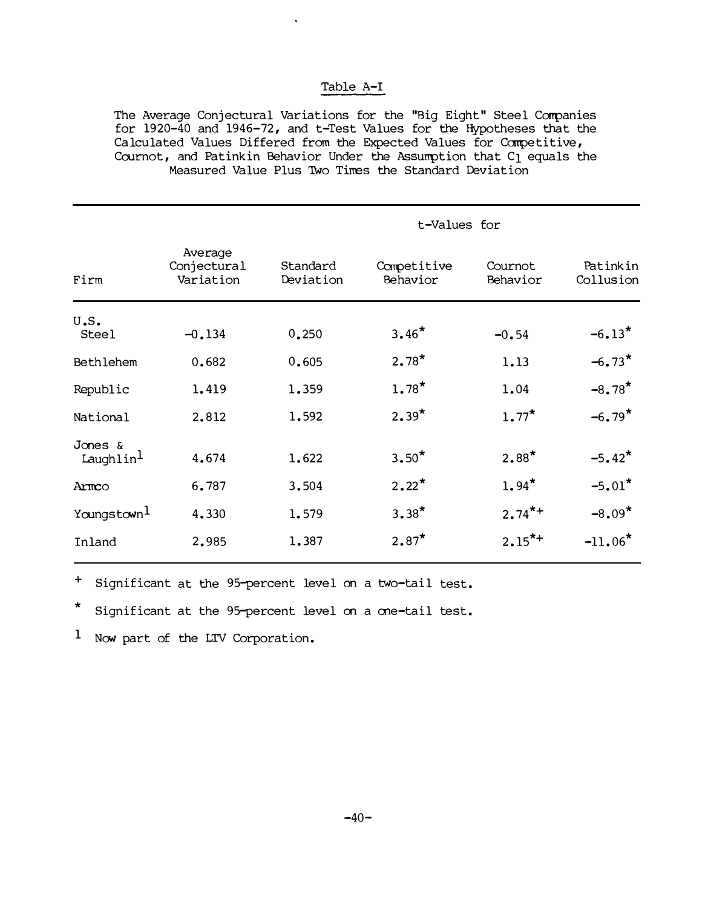## Table A-I

The Average Conjectural Variations for the "Big Eight" Steel Companies for 1920-40 and 1946-72, and t-Test Values for the Hypotheses that the Calculated Values Differed from the Expected Values for Competitive, Cournot, and Patinkin Behavior Under the Assumption that $C_1$ equals the Measured Value Plus Two Times the Standard Deviation

| | | | t-Values for | | |
|---|---|---|---|---|---|
| Firm | Average Conjectural Variation | Standard Deviation | Competitive Behavior | Cournot Behavior | Patinkin Collusion |
| U.S. Steel | -0.134 | 0.250 | 3.46* | -0.54 | -6.13* |
| Bethlehem | 0.682 | 0.605 | 2.78* | 1.13 | -6.73* |
| Republic | 1.419 | 1.359 | 1.78* | 1.04 | -8.78* |
| National | 2.812 | 1.592 | 2.39* | 1.77* | -6.79* |
| Jones & Laughlin[1] | 4.674 | 1.622 | 3.50* | 2.88* | -5.42* |
| Armco | 6.787 | 3.504 | 2.22* | 1.94* | -5.01* |
| Youngstown[1] | 4.330 | 1.579 | 3.38* | 2.74*+ | -8.09* |
| Inland | 2.985 | 1.387 | 2.87* | 2.15*+ | -11.06* |

+ Significant at the 95-percent level on a two-tail test.

* Significant at the 95-percent level on a one-tail test.

[1] Now part of the LTV Corporation.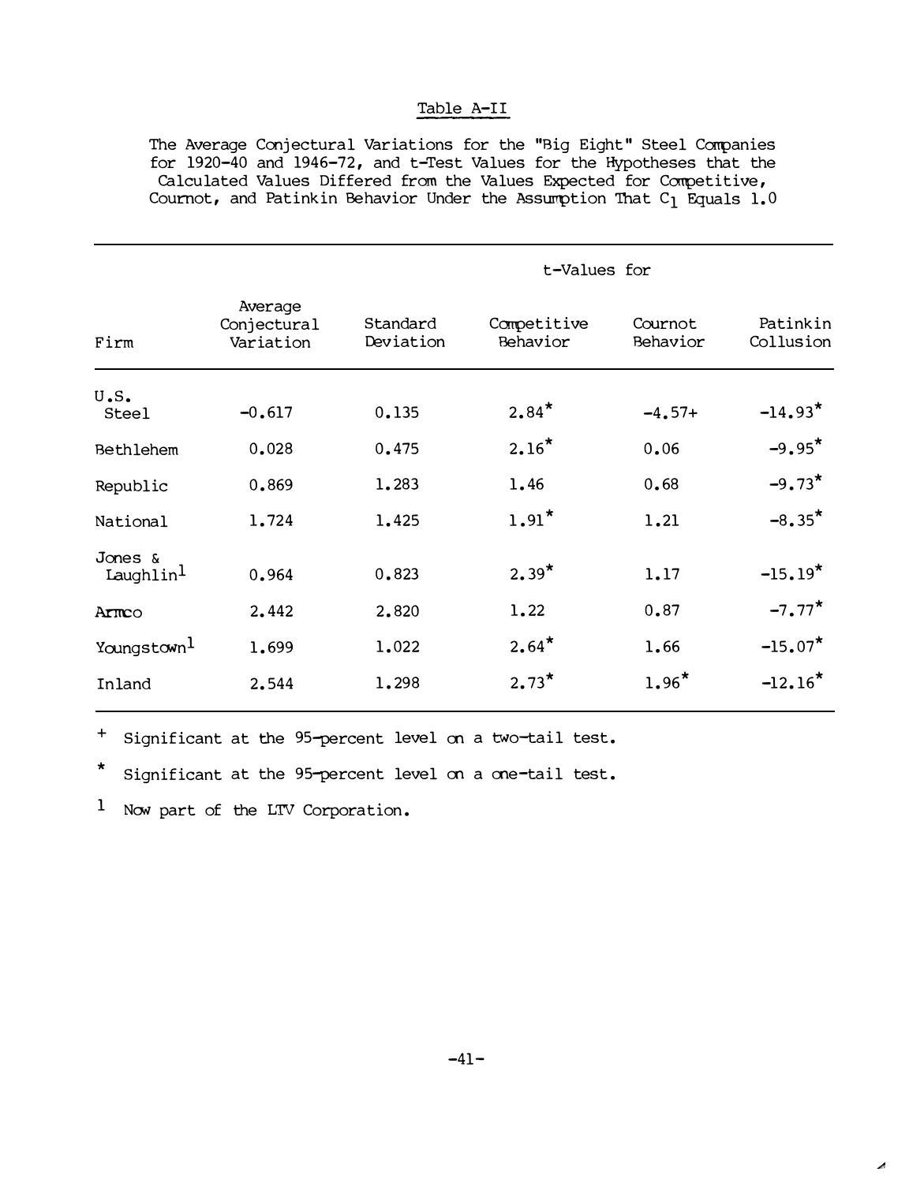Table A-II

The Average Conjectural Variations for the "Big Eight" Steel Companies for 1920-40 and 1946-72, and t-Test Values for the Hypotheses that the Calculated Values Differed from the Values Expected for Competitive, Cournot, and Patinkin Behavior Under the Assumption That $C_1$ Equals 1.0

| Firm | Average Conjectural Variation | Standard Deviation | t-Values for Competitive Behavior | Cournot Behavior | Patinkin Collusion |
|---|---|---|---|---|---|
| U.S. Steel | -0.617 | 0.135 | 2.84* | -4.57+ | -14.93* |
| Bethlehem | 0.028 | 0.475 | 2.16* | 0.06 | -9.95* |
| Republic | 0.869 | 1.283 | 1.46 | 0.68 | -9.73* |
| National | 1.724 | 1.425 | 1.91* | 1.21 | -8.35* |
| Jones & Laughlin[1] | 0.964 | 0.823 | 2.39* | 1.17 | -15.19* |
| Armco | 2.442 | 2.820 | 1.22 | 0.87 | -7.77* |
| Youngstown[1] | 1.699 | 1.022 | 2.64* | 1.66 | -15.07* |
| Inland | 2.544 | 1.298 | 2.73* | 1.96* | -12.16* |

+ Significant at the 95-percent level on a two-tail test.

* Significant at the 95-percent level on a one-tail test.

[1] Now part of the LTV Corporation.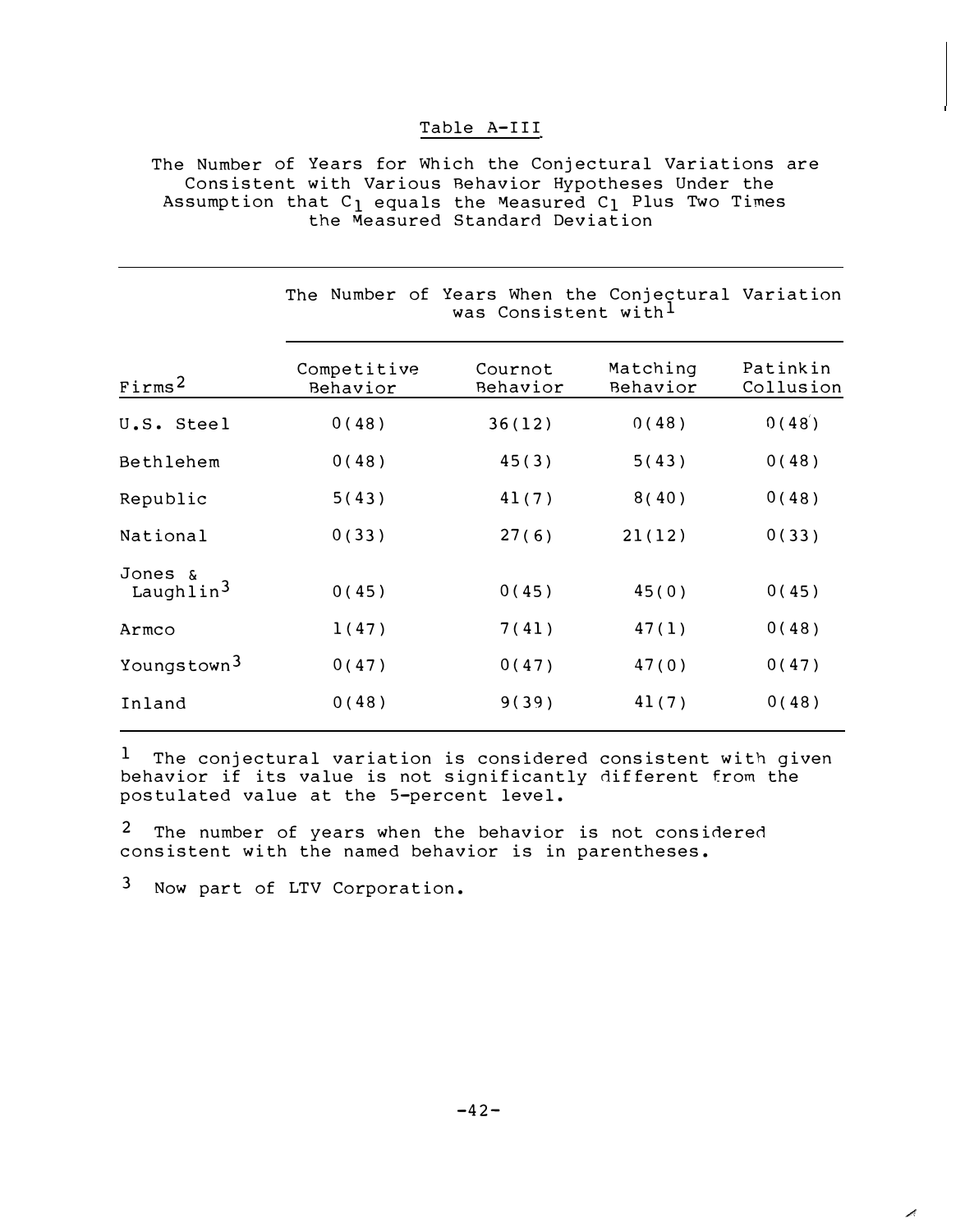Table A-III

The Number of Years for Which the Conjectural Variations are Consistent with Various Behavior Hypotheses Under the Assumption that $C_1$ equals the Measured $C_1$ Plus Two Times the Measured Standard Deviation

| | The Number of Years When the Conjectural Variation was Consistent with[1] | | | |
|---|---|---|---|---|
| Firms[2] | Competitive Behavior | Cournot Behavior | Matching Behavior | Patinkin Collusion |
| U.S. Steel | 0(48) | 36(12) | 0(48) | 0(48) |
| Bethlehem | 0(48) | 45(3) | 5(43) | 0(48) |
| Republic | 5(43) | 41(7) | 8(40) | 0(48) |
| National | 0(33) | 27(6) | 21(12) | 0(33) |
| Jones & Laughlin[3] | 0(45) | 0(45) | 45(0) | 0(45) |
| Armco | 1(47) | 7(41) | 47(1) | 0(48) |
| Youngstown[3] | 0(47) | 0(47) | 47(0) | 0(47) |
| Inland | 0(48) | 9(39) | 41(7) | 0(48) |

[1] The conjectural variation is considered consistent with given behavior if its value is not significantly different from the postulated value at the 5-percent level.

[2] The number of years when the behavior is not considered consistent with the named behavior is in parentheses.

[3] Now part of LTV Corporation.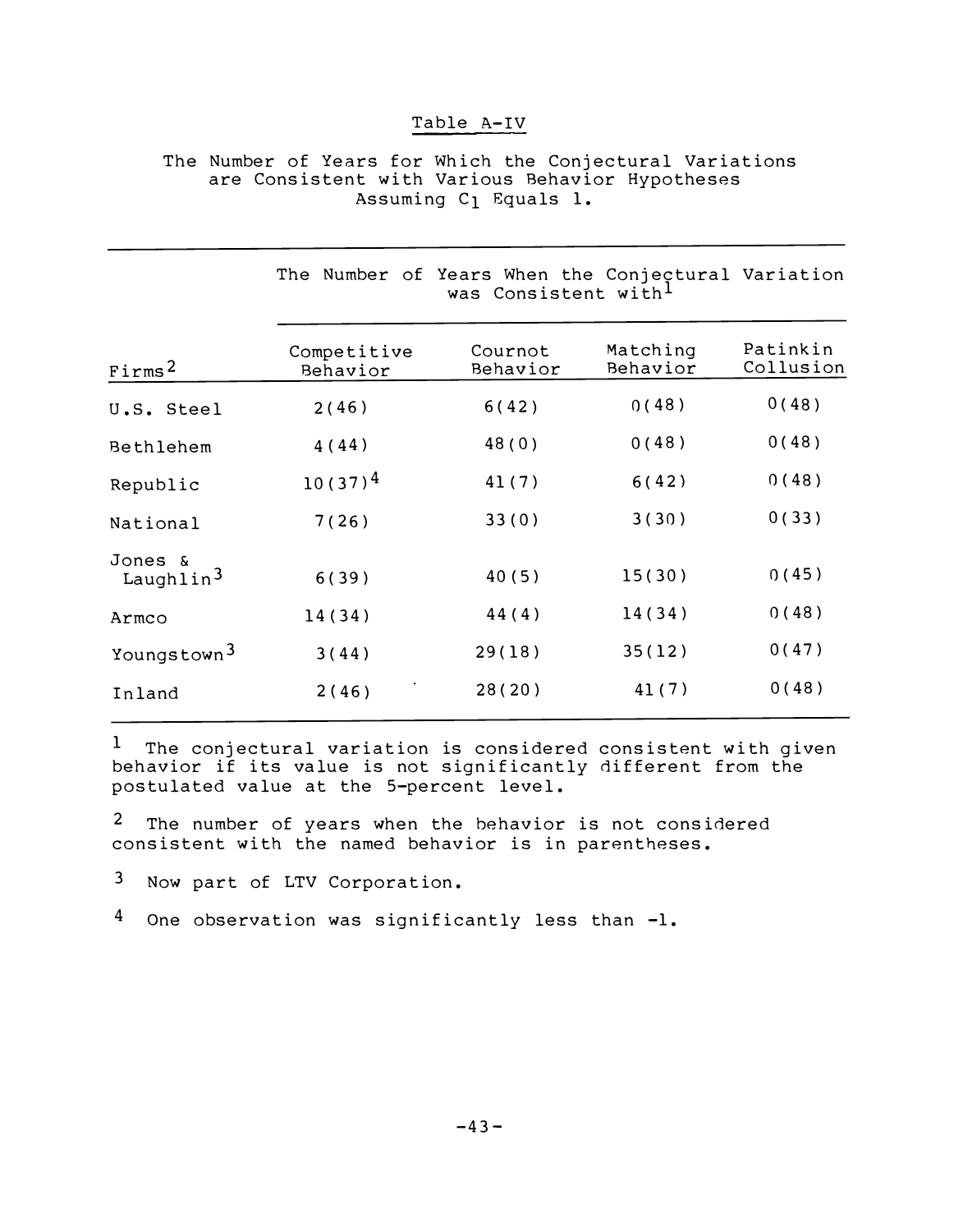Table A-IV

The Number of Years for Which the Conjectural Variations are Consistent with Various Behavior Hypotheses Assuming $C_1$ Equals 1.

| | The Number of Years When the Conjectural Variation was Consistent with[1] | | | |
|---|---|---|---|---|
| Firms[2] | Competitive Behavior | Cournot Behavior | Matching Behavior | Patinkin Collusion |
| U.S. Steel | 2(46) | 6(42) | 0(48) | 0(48) |
| Bethlehem | 4(44) | 48(0) | 0(48) | 0(48) |
| Republic | 10(37)[4] | 41(7) | 6(42) | 0(48) |
| National | 7(26) | 33(0) | 3(30) | 0(33) |
| Jones & Laughlin[3] | 6(39) | 40(5) | 15(30) | 0(45) |
| Armco | 14(34) | 44(4) | 14(34) | 0(48) |
| Youngstown[3] | 3(44) | 29(18) | 35(12) | 0(47) |
| Inland | 2(46) | 28(20) | 41(7) | 0(48) |

[1] The conjectural variation is considered consistent with given behavior if its value is not significantly different from the postulated value at the 5-percent level.

[2] The number of years when the behavior is not considered consistent with the named behavior is in parentheses.

[3] Now part of LTV Corporation.

[4] One observation was significantly less than -1.